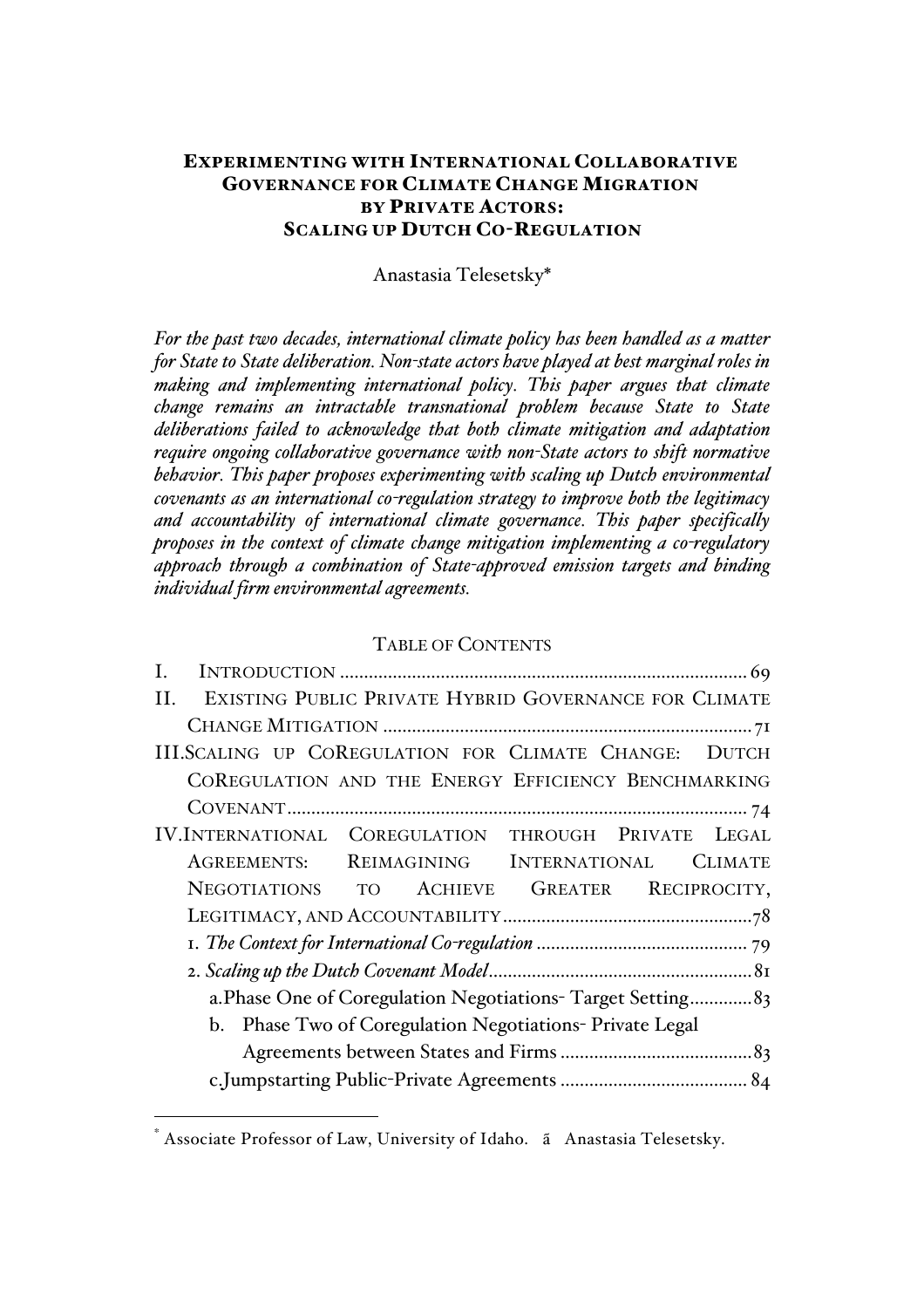# EXPERIMENTING WITH INTERNATIONAL COLLABORATIVE GOVERNANCE FOR CLIMATE CHANGE MIGRATION BY PRIVATE ACTORS: SCALING UP DUTCH CO-REGULATION

Anastasia Telesetsky*

*For the past two decades, international climate policy has been handled as a matter for State to State deliberation. Non-state actors have played at best marginal roles in making and implementing international policy. This paper argues that climate change remains an intractable transnational problem because State to State deliberations failed to acknowledge that both climate mitigation and adaptation require ongoing collaborative governance with non-State actors to shift normative behavior. This paper proposes experimenting with scaling up Dutch environmental covenants as an international co-regulation strategy to improve both the legitimacy and accountability of international climate governance. This paper specifically proposes in the context of climate change mitigation implementing a co-regulatory approach through a combination of State-approved emission targets and binding individual firm environmental agreements.*

TABLE OF CONTENTS

I. INTRODUCTION .......... 69
II. EXISTING PUBLIC PRIVATE HYBRID GOVERNANCE FOR CLIMATE CHANGE MITIGATION .......... 71
III. SCALING UP COREGULATION FOR CLIMATE CHANGE: DUTCH COREGULATION AND THE ENERGY EFFICIENCY BENCHMARKING COVENANT .......... 74
IV. INTERNATIONAL COREGULATION THROUGH PRIVATE LEGAL AGREEMENTS: REIMAGINING INTERNATIONAL CLIMATE NEGOTIATIONS TO ACHIEVE GREATER RECIPROCITY, LEGITIMACY, AND ACCOUNTABILITY .......... 78
  1. *The Context for International Co-regulation* .......... 79
  2. *Scaling up the Dutch Covenant Model* .......... 81
    a. Phase One of Coregulation Negotiations- Target Setting .......... 83
    b. Phase Two of Coregulation Negotiations- Private Legal Agreements between States and Firms .......... 83
    c. Jumpstarting Public-Private Agreements .......... 84

---

* Associate Professor of Law, University of Idaho. ã Anastasia Telesetsky.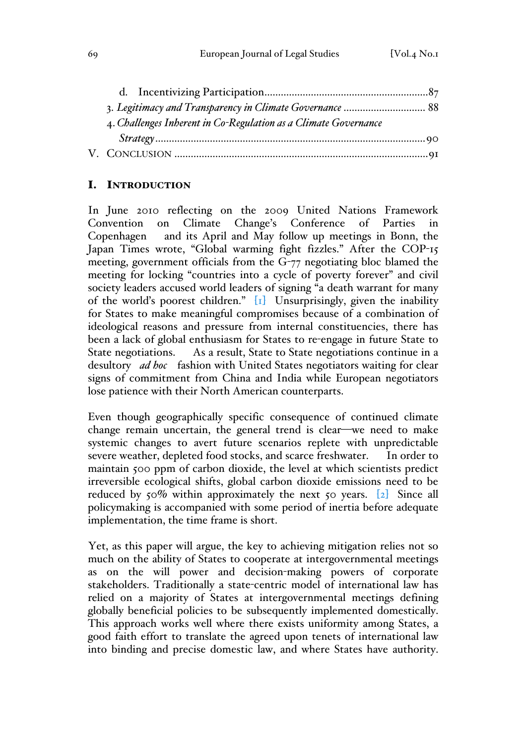d. Incentivizing Participation........................................................87

3. *Legitimacy and Transparency in Climate Governance* ............................ 88

4. *Challenges Inherent in Co-Regulation as a Climate Governance Strategy*..............................................................................................90

V. CONCLUSION ..........................................................................................91

## I. INTRODUCTION

In June 2010 reflecting on the 2009 United Nations Framework Convention on Climate Change's Conference of Parties in Copenhagen and its April and May follow up meetings in Bonn, the Japan Times wrote, "Global warming fight fizzles." After the COP-15 meeting, government officials from the G-77 negotiating bloc blamed the meeting for locking "countries into a cycle of poverty forever" and civil society leaders accused world leaders of signing "a death warrant for many of the world's poorest children." [1] Unsurprisingly, given the inability for States to make meaningful compromises because of a combination of ideological reasons and pressure from internal constituencies, there has been a lack of global enthusiasm for States to re-engage in future State to State negotiations. As a result, State to State negotiations continue in a desultory *ad hoc* fashion with United States negotiators waiting for clear signs of commitment from China and India while European negotiators lose patience with their North American counterparts.

Even though geographically specific consequence of continued climate change remain uncertain, the general trend is clear—we need to make systemic changes to avert future scenarios replete with unpredictable severe weather, depleted food stocks, and scarce freshwater. In order to maintain 500 ppm of carbon dioxide, the level at which scientists predict irreversible ecological shifts, global carbon dioxide emissions need to be reduced by 50% within approximately the next 50 years. [2] Since all policymaking is accompanied with some period of inertia before adequate implementation, the time frame is short.

Yet, as this paper will argue, the key to achieving mitigation relies not so much on the ability of States to cooperate at intergovernmental meetings as on the will power and decision-making powers of corporate stakeholders. Traditionally a state-centric model of international law has relied on a majority of States at intergovernmental meetings defining globally beneficial policies to be subsequently implemented domestically. This approach works well where there exists uniformity among States, a good faith effort to translate the agreed upon tenets of international law into binding and precise domestic law, and where States have authority.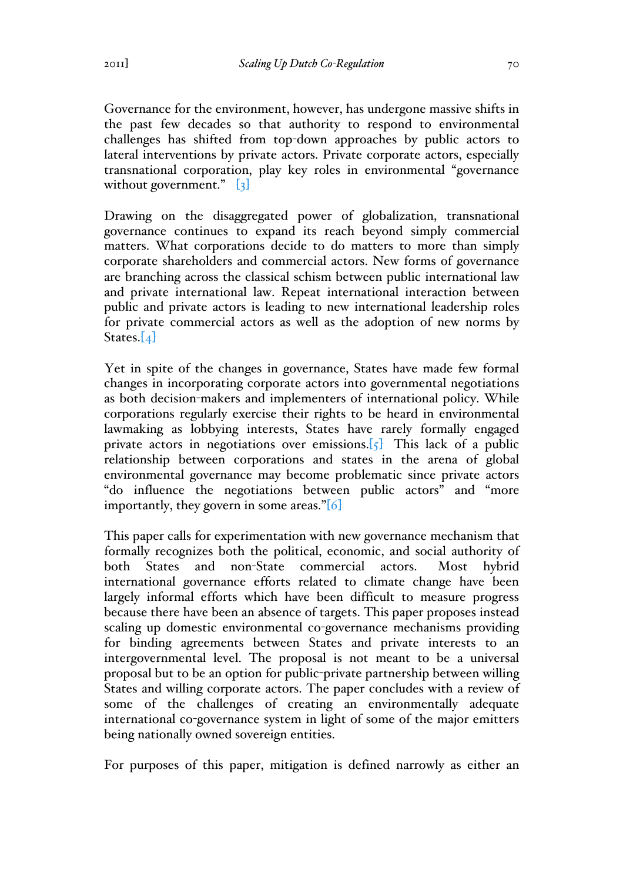Governance for the environment, however, has undergone massive shifts in the past few decades so that authority to respond to environmental challenges has shifted from top-down approaches by public actors to lateral interventions by private actors. Private corporate actors, especially transnational corporation, play key roles in environmental "governance without government." [3]

Drawing on the disaggregated power of globalization, transnational governance continues to expand its reach beyond simply commercial matters. What corporations decide to do matters to more than simply corporate shareholders and commercial actors. New forms of governance are branching across the classical schism between public international law and private international law. Repeat international interaction between public and private actors is leading to new international leadership roles for private commercial actors as well as the adoption of new norms by States.[4]

Yet in spite of the changes in governance, States have made few formal changes in incorporating corporate actors into governmental negotiations as both decision-makers and implementers of international policy. While corporations regularly exercise their rights to be heard in environmental lawmaking as lobbying interests, States have rarely formally engaged private actors in negotiations over emissions.[5] This lack of a public relationship between corporations and states in the arena of global environmental governance may become problematic since private actors "do influence the negotiations between public actors" and "more importantly, they govern in some areas."[6]

This paper calls for experimentation with new governance mechanism that formally recognizes both the political, economic, and social authority of both States and non-State commercial actors. Most hybrid international governance efforts related to climate change have been largely informal efforts which have been difficult to measure progress because there have been an absence of targets. This paper proposes instead scaling up domestic environmental co-governance mechanisms providing for binding agreements between States and private interests to an intergovernmental level. The proposal is not meant to be a universal proposal but to be an option for public-private partnership between willing States and willing corporate actors. The paper concludes with a review of some of the challenges of creating an environmentally adequate international co-governance system in light of some of the major emitters being nationally owned sovereign entities.

For purposes of this paper, mitigation is defined narrowly as either an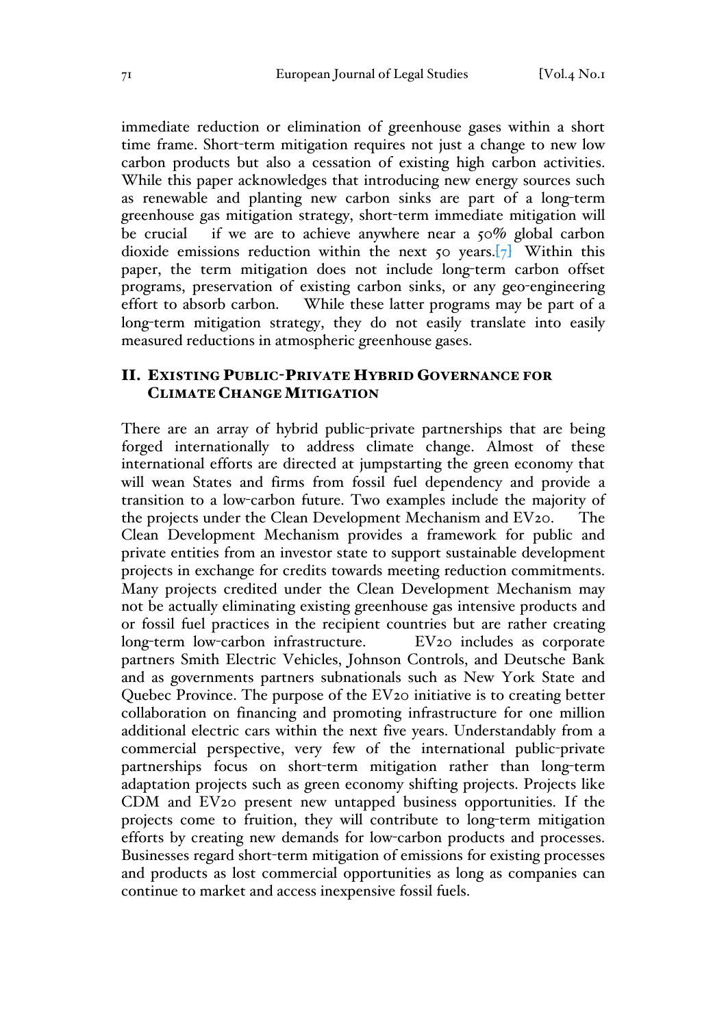immediate reduction or elimination of greenhouse gases within a short time frame. Short-term mitigation requires not just a change to new low carbon products but also a cessation of existing high carbon activities. While this paper acknowledges that introducing new energy sources such as renewable and planting new carbon sinks are part of a long-term greenhouse gas mitigation strategy, short-term immediate mitigation will be crucial if we are to achieve anywhere near a 50% global carbon dioxide emissions reduction within the next 50 years.[7] Within this paper, the term mitigation does not include long-term carbon offset programs, preservation of existing carbon sinks, or any geo-engineering effort to absorb carbon. While these latter programs may be part of a long-term mitigation strategy, they do not easily translate into easily measured reductions in atmospheric greenhouse gases.

## II. Existing Public-Private Hybrid Governance for Climate Change Mitigation

There are an array of hybrid public-private partnerships that are being forged internationally to address climate change. Almost of these international efforts are directed at jumpstarting the green economy that will wean States and firms from fossil fuel dependency and provide a transition to a low-carbon future. Two examples include the majority of the projects under the Clean Development Mechanism and EV20. The Clean Development Mechanism provides a framework for public and private entities from an investor state to support sustainable development projects in exchange for credits towards meeting reduction commitments. Many projects credited under the Clean Development Mechanism may not be actually eliminating existing greenhouse gas intensive products and or fossil fuel practices in the recipient countries but are rather creating long-term low-carbon infrastructure. EV20 includes as corporate partners Smith Electric Vehicles, Johnson Controls, and Deutsche Bank and as governments partners subnationals such as New York State and Quebec Province. The purpose of the EV20 initiative is to creating better collaboration on financing and promoting infrastructure for one million additional electric cars within the next five years. Understandably from a commercial perspective, very few of the international public-private partnerships focus on short-term mitigation rather than long-term adaptation projects such as green economy shifting projects. Projects like CDM and EV20 present new untapped business opportunities. If the projects come to fruition, they will contribute to long-term mitigation efforts by creating new demands for low-carbon products and processes. Businesses regard short-term mitigation of emissions for existing processes and products as lost commercial opportunities as long as companies can continue to market and access inexpensive fossil fuels.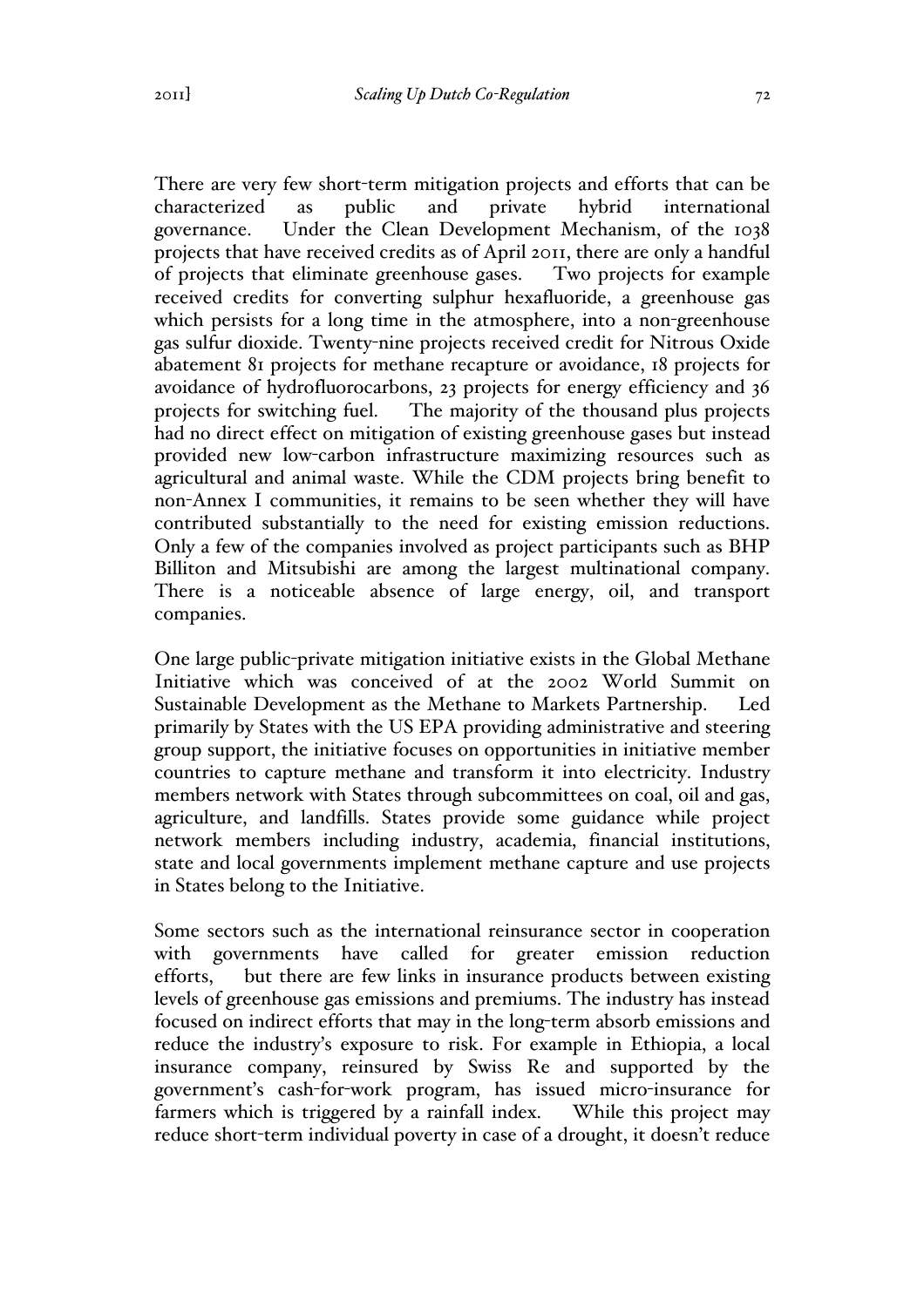There are very few short-term mitigation projects and efforts that can be characterized as public and private hybrid international governance. Under the Clean Development Mechanism, of the 1038 projects that have received credits as of April 2011, there are only a handful of projects that eliminate greenhouse gases. Two projects for example received credits for converting sulphur hexafluoride, a greenhouse gas which persists for a long time in the atmosphere, into a non-greenhouse gas sulfur dioxide. Twenty-nine projects received credit for Nitrous Oxide abatement 81 projects for methane recapture or avoidance, 18 projects for avoidance of hydrofluorocarbons, 23 projects for energy efficiency and 36 projects for switching fuel. The majority of the thousand plus projects had no direct effect on mitigation of existing greenhouse gases but instead provided new low-carbon infrastructure maximizing resources such as agricultural and animal waste. While the CDM projects bring benefit to non-Annex I communities, it remains to be seen whether they will have contributed substantially to the need for existing emission reductions. Only a few of the companies involved as project participants such as BHP Billiton and Mitsubishi are among the largest multinational company. There is a noticeable absence of large energy, oil, and transport companies.

One large public-private mitigation initiative exists in the Global Methane Initiative which was conceived of at the 2002 World Summit on Sustainable Development as the Methane to Markets Partnership. Led primarily by States with the US EPA providing administrative and steering group support, the initiative focuses on opportunities in initiative member countries to capture methane and transform it into electricity. Industry members network with States through subcommittees on coal, oil and gas, agriculture, and landfills. States provide some guidance while project network members including industry, academia, financial institutions, state and local governments implement methane capture and use projects in States belong to the Initiative.

Some sectors such as the international reinsurance sector in cooperation with governments have called for greater emission reduction efforts, but there are few links in insurance products between existing levels of greenhouse gas emissions and premiums. The industry has instead focused on indirect efforts that may in the long-term absorb emissions and reduce the industry's exposure to risk. For example in Ethiopia, a local insurance company, reinsured by Swiss Re and supported by the government's cash-for-work program, has issued micro-insurance for farmers which is triggered by a rainfall index. While this project may reduce short-term individual poverty in case of a drought, it doesn't reduce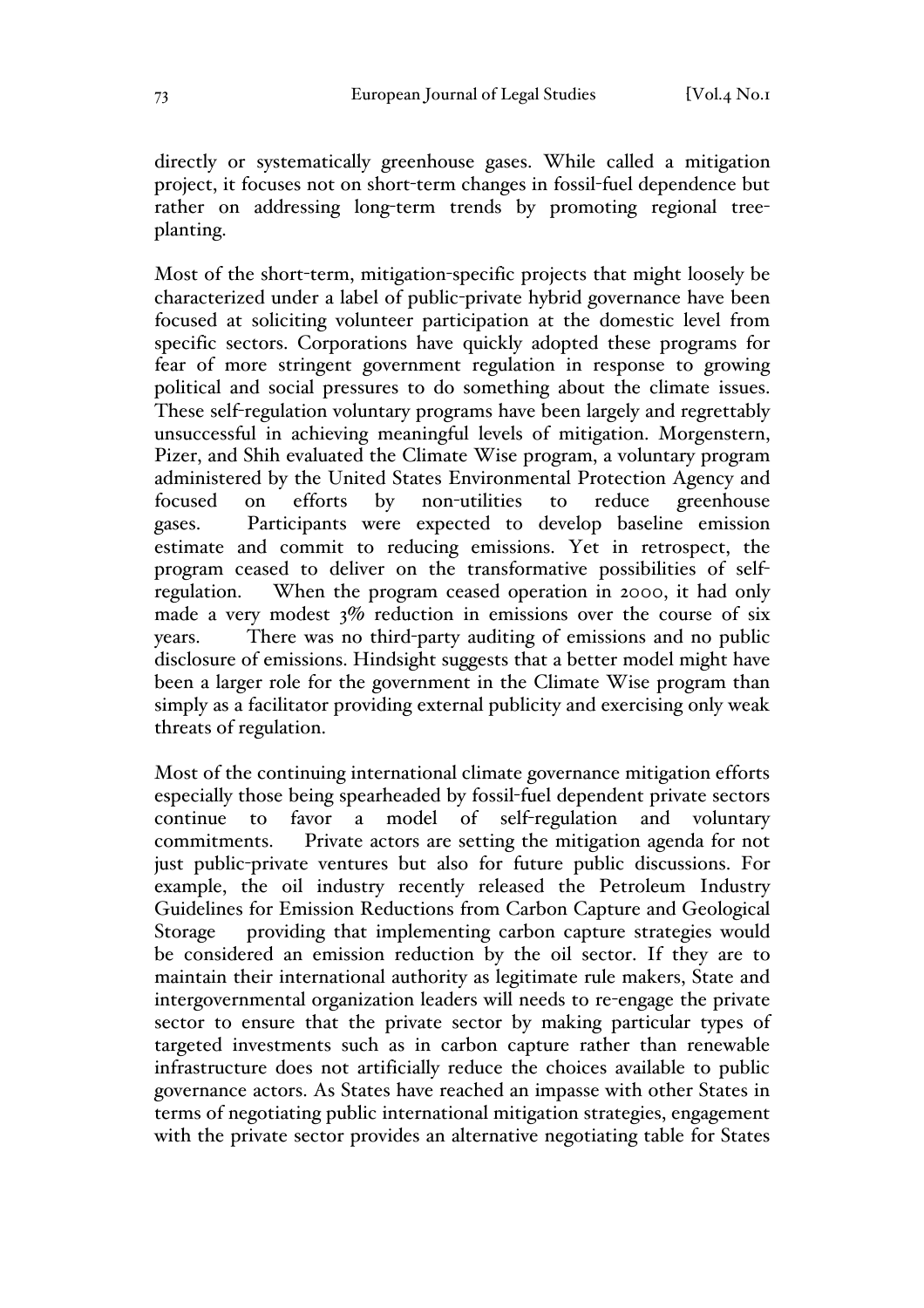directly or systematically greenhouse gases. While called a mitigation project, it focuses not on short-term changes in fossil-fuel dependence but rather on addressing long-term trends by promoting regional tree-planting.

Most of the short-term, mitigation-specific projects that might loosely be characterized under a label of public-private hybrid governance have been focused at soliciting volunteer participation at the domestic level from specific sectors. Corporations have quickly adopted these programs for fear of more stringent government regulation in response to growing political and social pressures to do something about the climate issues. These self-regulation voluntary programs have been largely and regrettably unsuccessful in achieving meaningful levels of mitigation. Morgenstern, Pizer, and Shih evaluated the Climate Wise program, a voluntary program administered by the United States Environmental Protection Agency and focused on efforts by non-utilities to reduce greenhouse gases. Participants were expected to develop baseline emission estimate and commit to reducing emissions. Yet in retrospect, the program ceased to deliver on the transformative possibilities of self-regulation. When the program ceased operation in 2000, it had only made a very modest 3% reduction in emissions over the course of six years. There was no third-party auditing of emissions and no public disclosure of emissions. Hindsight suggests that a better model might have been a larger role for the government in the Climate Wise program than simply as a facilitator providing external publicity and exercising only weak threats of regulation.

Most of the continuing international climate governance mitigation efforts especially those being spearheaded by fossil-fuel dependent private sectors continue to favor a model of self-regulation and voluntary commitments. Private actors are setting the mitigation agenda for not just public-private ventures but also for future public discussions. For example, the oil industry recently released the Petroleum Industry Guidelines for Emission Reductions from Carbon Capture and Geological Storage providing that implementing carbon capture strategies would be considered an emission reduction by the oil sector. If they are to maintain their international authority as legitimate rule makers, State and intergovernmental organization leaders will needs to re-engage the private sector to ensure that the private sector by making particular types of targeted investments such as in carbon capture rather than renewable infrastructure does not artificially reduce the choices available to public governance actors. As States have reached an impasse with other States in terms of negotiating public international mitigation strategies, engagement with the private sector provides an alternative negotiating table for States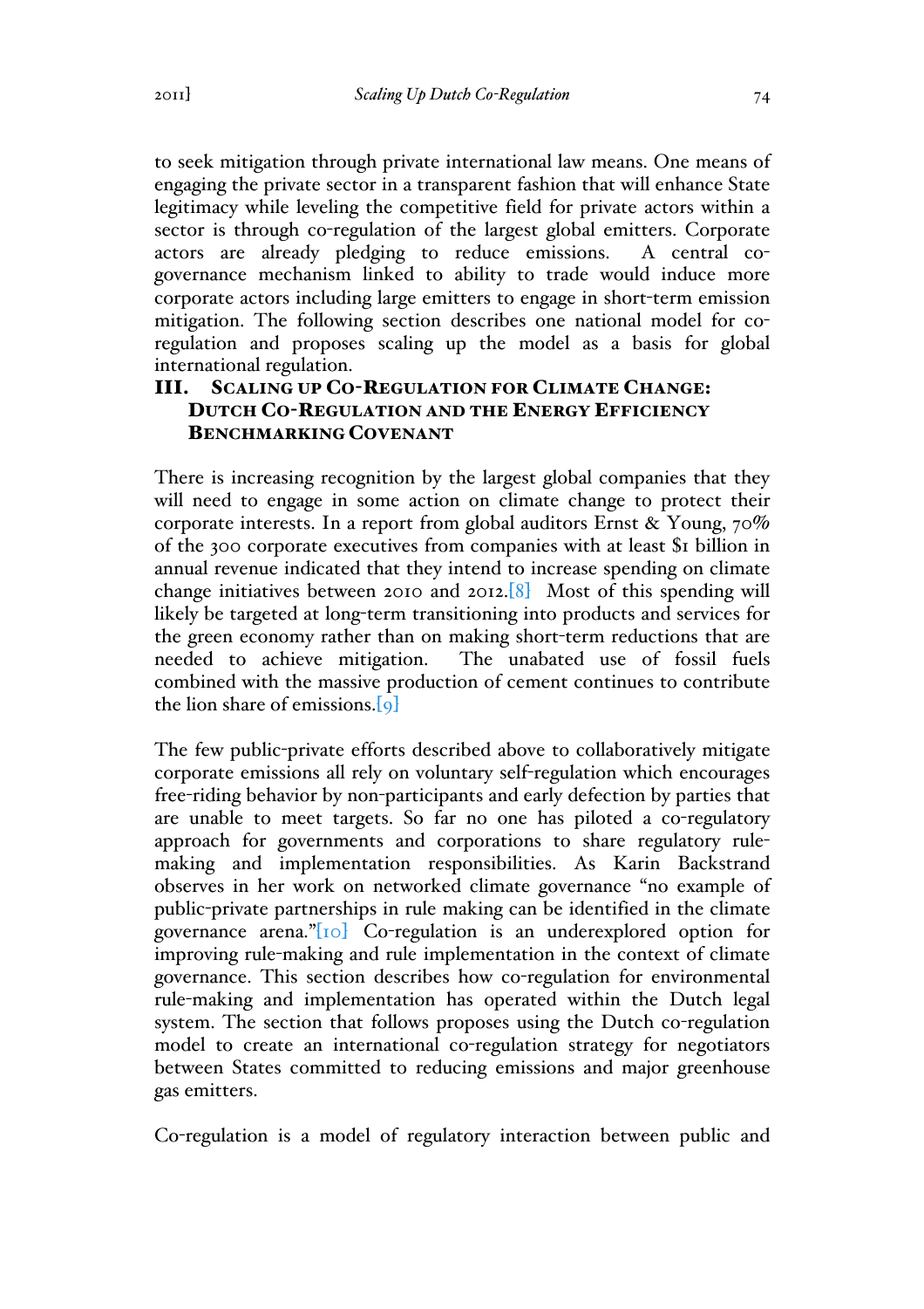to seek mitigation through private international law means. One means of engaging the private sector in a transparent fashion that will enhance State legitimacy while leveling the competitive field for private actors within a sector is through co-regulation of the largest global emitters. Corporate actors are already pledging to reduce emissions. A central co-governance mechanism linked to ability to trade would induce more corporate actors including large emitters to engage in short-term emission mitigation. The following section describes one national model for co-regulation and proposes scaling up the model as a basis for global international regulation.

## III. Scaling up Co-Regulation for Climate Change: Dutch Co-Regulation and the Energy Efficiency Benchmarking Covenant

There is increasing recognition by the largest global companies that they will need to engage in some action on climate change to protect their corporate interests. In a report from global auditors Ernst & Young, 70% of the 300 corporate executives from companies with at least $1 billion in annual revenue indicated that they intend to increase spending on climate change initiatives between 2010 and 2012.[8] Most of this spending will likely be targeted at long-term transitioning into products and services for the green economy rather than on making short-term reductions that are needed to achieve mitigation. The unabated use of fossil fuels combined with the massive production of cement continues to contribute the lion share of emissions.[9]

The few public-private efforts described above to collaboratively mitigate corporate emissions all rely on voluntary self-regulation which encourages free-riding behavior by non-participants and early defection by parties that are unable to meet targets. So far no one has piloted a co-regulatory approach for governments and corporations to share regulatory rule-making and implementation responsibilities. As Karin Backstrand observes in her work on networked climate governance "no example of public-private partnerships in rule making can be identified in the climate governance arena."[10] Co-regulation is an underexplored option for improving rule-making and rule implementation in the context of climate governance. This section describes how co-regulation for environmental rule-making and implementation has operated within the Dutch legal system. The section that follows proposes using the Dutch co-regulation model to create an international co-regulation strategy for negotiators between States committed to reducing emissions and major greenhouse gas emitters.

Co-regulation is a model of regulatory interaction between public and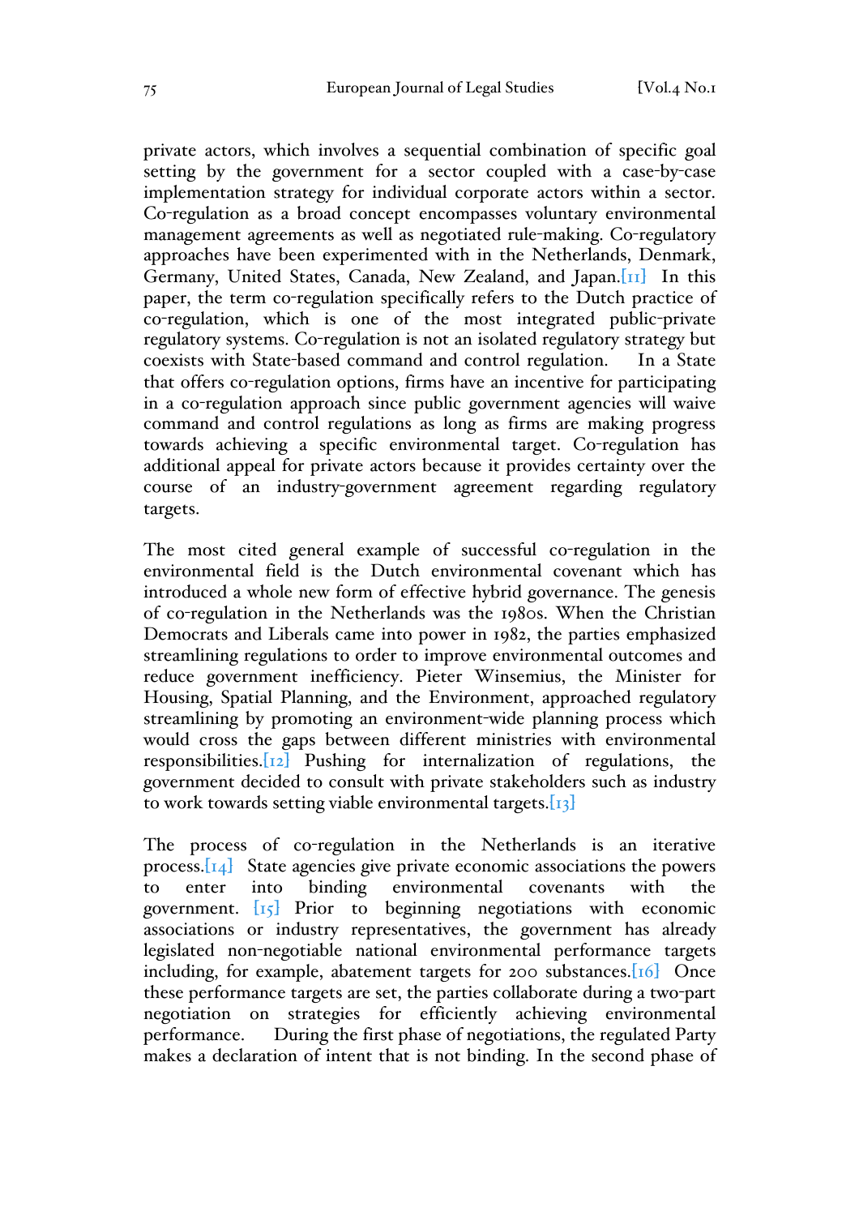private actors, which involves a sequential combination of specific goal setting by the government for a sector coupled with a case-by-case implementation strategy for individual corporate actors within a sector. Co-regulation as a broad concept encompasses voluntary environmental management agreements as well as negotiated rule-making. Co-regulatory approaches have been experimented with in the Netherlands, Denmark, Germany, United States, Canada, New Zealand, and Japan.[11] In this paper, the term co-regulation specifically refers to the Dutch practice of co-regulation, which is one of the most integrated public-private regulatory systems. Co-regulation is not an isolated regulatory strategy but coexists with State-based command and control regulation. In a State that offers co-regulation options, firms have an incentive for participating in a co-regulation approach since public government agencies will waive command and control regulations as long as firms are making progress towards achieving a specific environmental target. Co-regulation has additional appeal for private actors because it provides certainty over the course of an industry-government agreement regarding regulatory targets.

The most cited general example of successful co-regulation in the environmental field is the Dutch environmental covenant which has introduced a whole new form of effective hybrid governance. The genesis of co-regulation in the Netherlands was the 1980s. When the Christian Democrats and Liberals came into power in 1982, the parties emphasized streamlining regulations to order to improve environmental outcomes and reduce government inefficiency. Pieter Winsemius, the Minister for Housing, Spatial Planning, and the Environment, approached regulatory streamlining by promoting an environment-wide planning process which would cross the gaps between different ministries with environmental responsibilities.[12] Pushing for internalization of regulations, the government decided to consult with private stakeholders such as industry to work towards setting viable environmental targets.[13]

The process of co-regulation in the Netherlands is an iterative process.[14] State agencies give private economic associations the powers to enter into binding environmental covenants with the government. [15] Prior to beginning negotiations with economic associations or industry representatives, the government has already legislated non-negotiable national environmental performance targets including, for example, abatement targets for 200 substances.[16] Once these performance targets are set, the parties collaborate during a two-part negotiation on strategies for efficiently achieving environmental performance. During the first phase of negotiations, the regulated Party makes a declaration of intent that is not binding. In the second phase of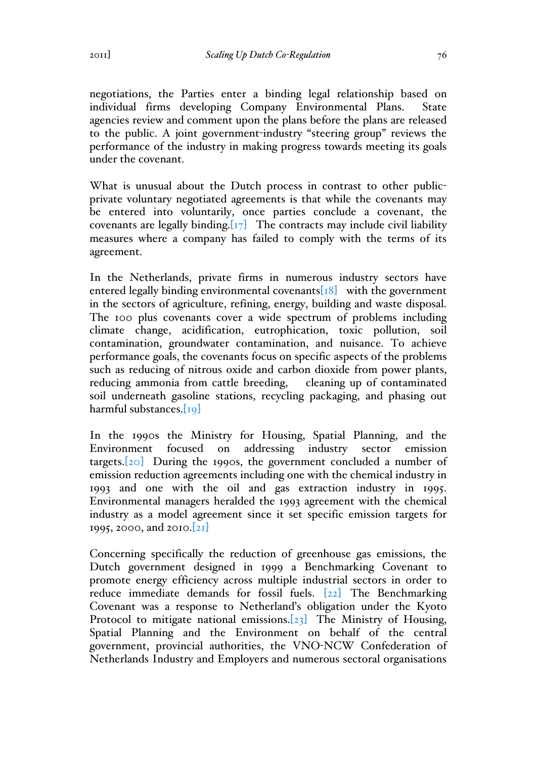negotiations, the Parties enter a binding legal relationship based on individual firms developing Company Environmental Plans. State agencies review and comment upon the plans before the plans are released to the public. A joint government-industry "steering group" reviews the performance of the industry in making progress towards meeting its goals under the covenant.

What is unusual about the Dutch process in contrast to other public-private voluntary negotiated agreements is that while the covenants may be entered into voluntarily, once parties conclude a covenant, the covenants are legally binding.[17] The contracts may include civil liability measures where a company has failed to comply with the terms of its agreement.

In the Netherlands, private firms in numerous industry sectors have entered legally binding environmental covenants[18] with the government in the sectors of agriculture, refining, energy, building and waste disposal. The 100 plus covenants cover a wide spectrum of problems including climate change, acidification, eutrophication, toxic pollution, soil contamination, groundwater contamination, and nuisance. To achieve performance goals, the covenants focus on specific aspects of the problems such as reducing of nitrous oxide and carbon dioxide from power plants, reducing ammonia from cattle breeding, cleaning up of contaminated soil underneath gasoline stations, recycling packaging, and phasing out harmful substances.[19]

In the 1990s the Ministry for Housing, Spatial Planning, and the Environment focused on addressing industry sector emission targets.[20] During the 1990s, the government concluded a number of emission reduction agreements including one with the chemical industry in 1993 and one with the oil and gas extraction industry in 1995. Environmental managers heralded the 1993 agreement with the chemical industry as a model agreement since it set specific emission targets for 1995, 2000, and 2010.[21]

Concerning specifically the reduction of greenhouse gas emissions, the Dutch government designed in 1999 a Benchmarking Covenant to promote energy efficiency across multiple industrial sectors in order to reduce immediate demands for fossil fuels. [22] The Benchmarking Covenant was a response to Netherland's obligation under the Kyoto Protocol to mitigate national emissions.[23] The Ministry of Housing, Spatial Planning and the Environment on behalf of the central government, provincial authorities, the VNO-NCW Confederation of Netherlands Industry and Employers and numerous sectoral organisations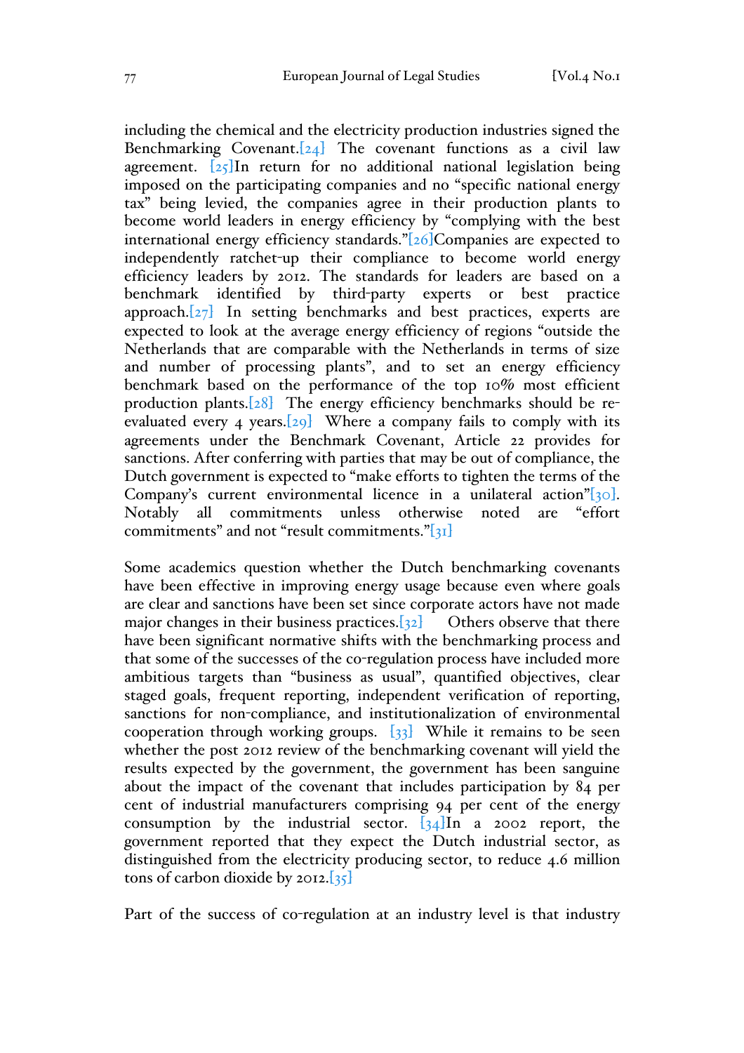including the chemical and the electricity production industries signed the Benchmarking Covenant.[24] The covenant functions as a civil law agreement. [25]In return for no additional national legislation being imposed on the participating companies and no "specific national energy tax" being levied, the companies agree in their production plants to become world leaders in energy efficiency by "complying with the best international energy efficiency standards."[26]Companies are expected to independently ratchet-up their compliance to become world energy efficiency leaders by 2012. The standards for leaders are based on a benchmark identified by third-party experts or best practice approach.[27] In setting benchmarks and best practices, experts are expected to look at the average energy efficiency of regions "outside the Netherlands that are comparable with the Netherlands in terms of size and number of processing plants", and to set an energy efficiency benchmark based on the performance of the top 10% most efficient production plants.[28] The energy efficiency benchmarks should be re-evaluated every 4 years.[29] Where a company fails to comply with its agreements under the Benchmark Covenant, Article 22 provides for sanctions. After conferring with parties that may be out of compliance, the Dutch government is expected to "make efforts to tighten the terms of the Company's current environmental licence in a unilateral action"[30]. Notably all commitments unless otherwise noted are "effort commitments" and not "result commitments."[31]

Some academics question whether the Dutch benchmarking covenants have been effective in improving energy usage because even where goals are clear and sanctions have been set since corporate actors have not made major changes in their business practices.[32] Others observe that there have been significant normative shifts with the benchmarking process and that some of the successes of the co-regulation process have included more ambitious targets than "business as usual", quantified objectives, clear staged goals, frequent reporting, independent verification of reporting, sanctions for non-compliance, and institutionalization of environmental cooperation through working groups. [33] While it remains to be seen whether the post 2012 review of the benchmarking covenant will yield the results expected by the government, the government has been sanguine about the impact of the covenant that includes participation by 84 per cent of industrial manufacturers comprising 94 per cent of the energy consumption by the industrial sector. [34]In a 2002 report, the government reported that they expect the Dutch industrial sector, as distinguished from the electricity producing sector, to reduce 4.6 million tons of carbon dioxide by 2012.[35]

Part of the success of co-regulation at an industry level is that industry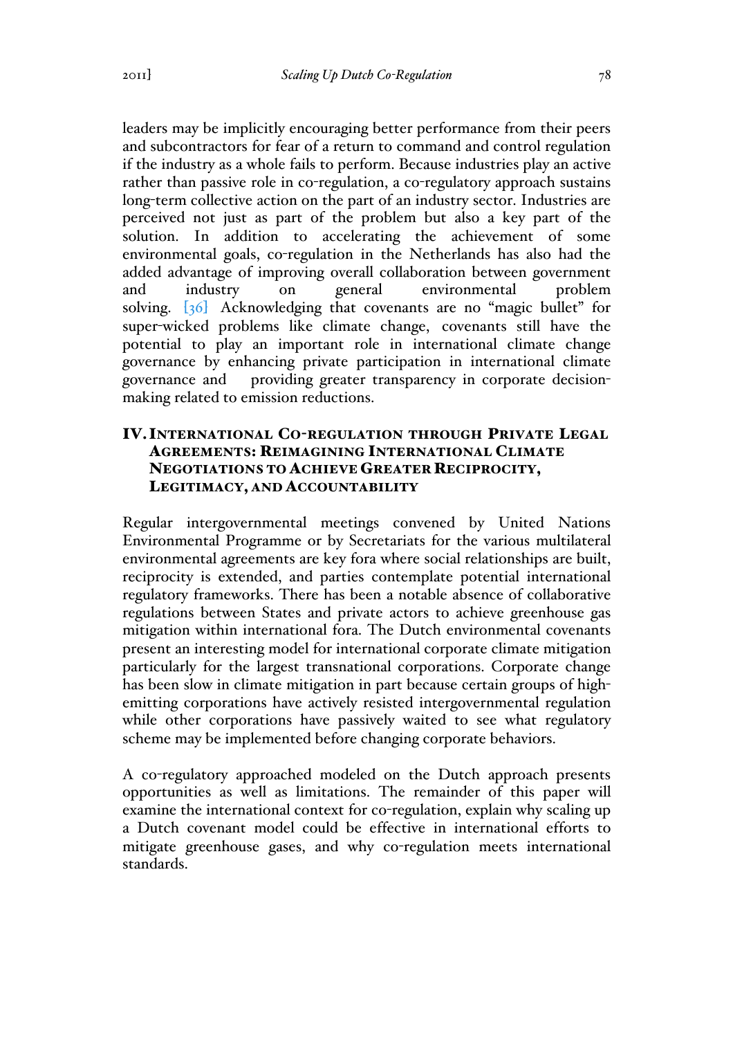leaders may be implicitly encouraging better performance from their peers and subcontractors for fear of a return to command and control regulation if the industry as a whole fails to perform. Because industries play an active rather than passive role in co-regulation, a co-regulatory approach sustains long-term collective action on the part of an industry sector. Industries are perceived not just as part of the problem but also a key part of the solution. In addition to accelerating the achievement of some environmental goals, co-regulation in the Netherlands has also had the added advantage of improving overall collaboration between government and industry on general environmental problem solving. [36] Acknowledging that covenants are no "magic bullet" for super-wicked problems like climate change, covenants still have the potential to play an important role in international climate change governance by enhancing private participation in international climate governance and providing greater transparency in corporate decision-making related to emission reductions.

## IV. International Co-regulation through Private Legal Agreements: Reimagining International Climate Negotiations to Achieve Greater Reciprocity, Legitimacy, and Accountability

Regular intergovernmental meetings convened by United Nations Environmental Programme or by Secretariats for the various multilateral environmental agreements are key fora where social relationships are built, reciprocity is extended, and parties contemplate potential international regulatory frameworks. There has been a notable absence of collaborative regulations between States and private actors to achieve greenhouse gas mitigation within international fora. The Dutch environmental covenants present an interesting model for international corporate climate mitigation particularly for the largest transnational corporations. Corporate change has been slow in climate mitigation in part because certain groups of high-emitting corporations have actively resisted intergovernmental regulation while other corporations have passively waited to see what regulatory scheme may be implemented before changing corporate behaviors.

A co-regulatory approached modeled on the Dutch approach presents opportunities as well as limitations. The remainder of this paper will examine the international context for co-regulation, explain why scaling up a Dutch covenant model could be effective in international efforts to mitigate greenhouse gases, and why co-regulation meets international standards.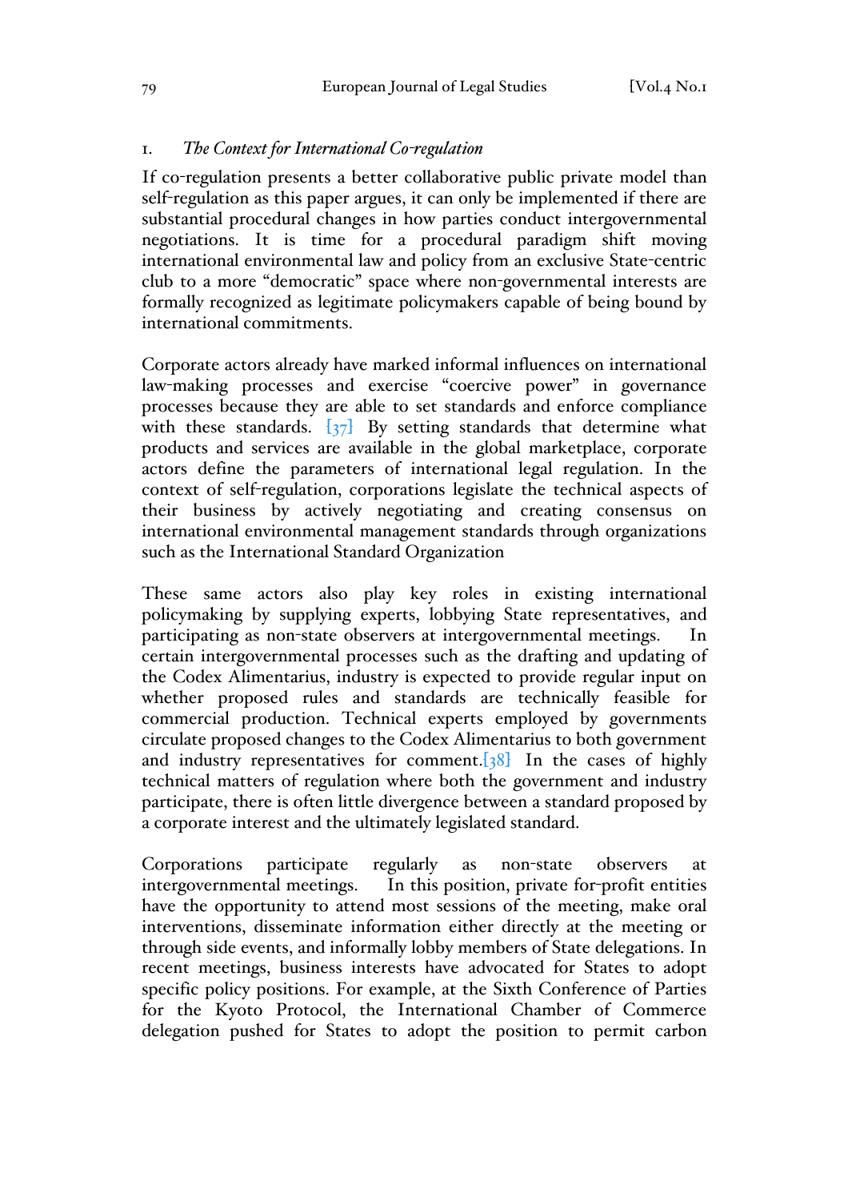## 1. *The Context for International Co-regulation*

If co-regulation presents a better collaborative public private model than self-regulation as this paper argues, it can only be implemented if there are substantial procedural changes in how parties conduct intergovernmental negotiations. It is time for a procedural paradigm shift moving international environmental law and policy from an exclusive State-centric club to a more "democratic" space where non-governmental interests are formally recognized as legitimate policymakers capable of being bound by international commitments.

Corporate actors already have marked informal influences on international law-making processes and exercise "coercive power" in governance processes because they are able to set standards and enforce compliance with these standards. [37] By setting standards that determine what products and services are available in the global marketplace, corporate actors define the parameters of international legal regulation. In the context of self-regulation, corporations legislate the technical aspects of their business by actively negotiating and creating consensus on international environmental management standards through organizations such as the International Standard Organization

These same actors also play key roles in existing international policymaking by supplying experts, lobbying State representatives, and participating as non-state observers at intergovernmental meetings. In certain intergovernmental processes such as the drafting and updating of the Codex Alimentarius, industry is expected to provide regular input on whether proposed rules and standards are technically feasible for commercial production. Technical experts employed by governments circulate proposed changes to the Codex Alimentarius to both government and industry representatives for comment.[38] In the cases of highly technical matters of regulation where both the government and industry participate, there is often little divergence between a standard proposed by a corporate interest and the ultimately legislated standard.

Corporations participate regularly as non-state observers at intergovernmental meetings. In this position, private for-profit entities have the opportunity to attend most sessions of the meeting, make oral interventions, disseminate information either directly at the meeting or through side events, and informally lobby members of State delegations. In recent meetings, business interests have advocated for States to adopt specific policy positions. For example, at the Sixth Conference of Parties for the Kyoto Protocol, the International Chamber of Commerce delegation pushed for States to adopt the position to permit carbon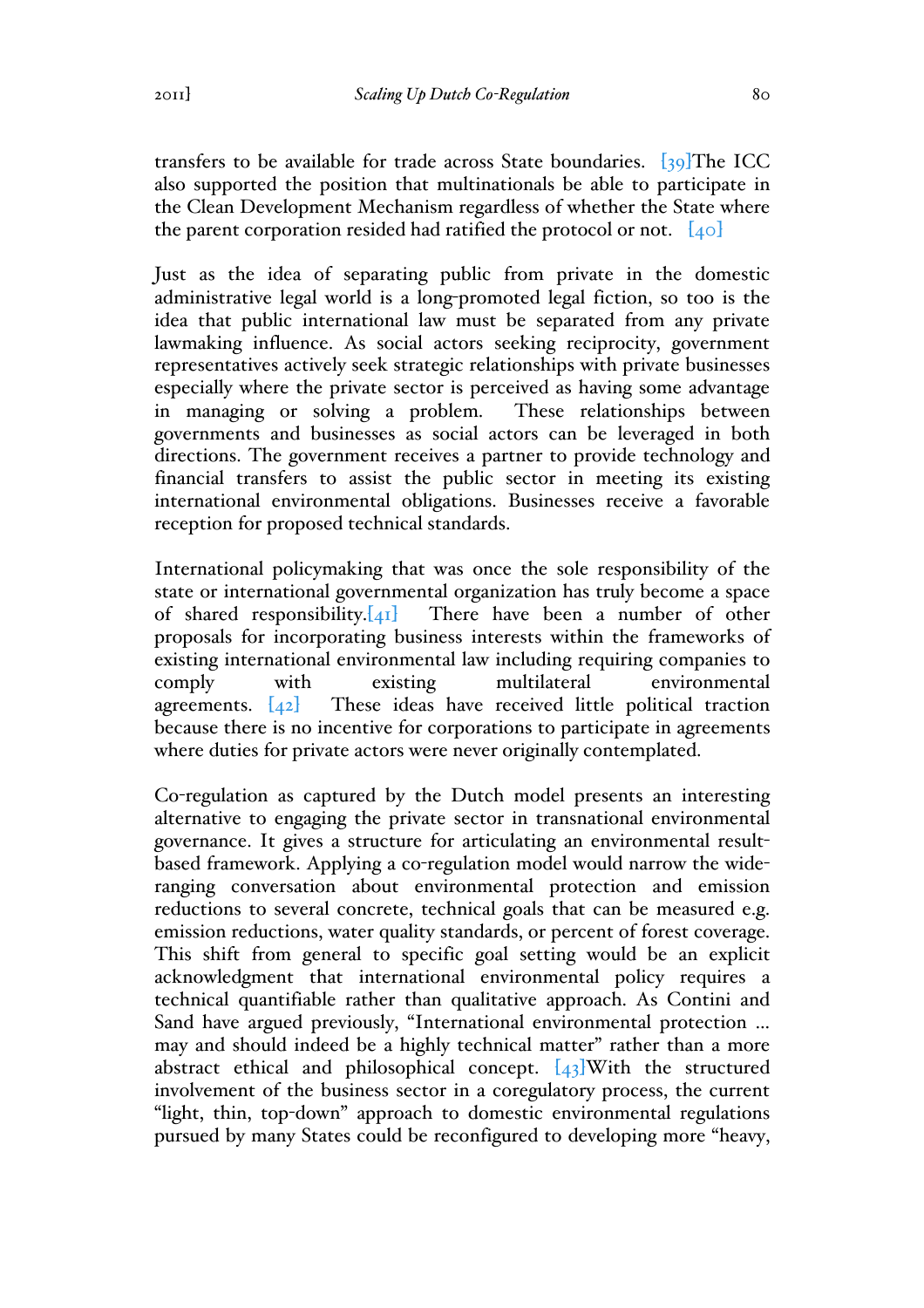transfers to be available for trade across State boundaries. [39]The ICC also supported the position that multinationals be able to participate in the Clean Development Mechanism regardless of whether the State where the parent corporation resided had ratified the protocol or not. [40]

Just as the idea of separating public from private in the domestic administrative legal world is a long-promoted legal fiction, so too is the idea that public international law must be separated from any private lawmaking influence. As social actors seeking reciprocity, government representatives actively seek strategic relationships with private businesses especially where the private sector is perceived as having some advantage in managing or solving a problem. These relationships between governments and businesses as social actors can be leveraged in both directions. The government receives a partner to provide technology and financial transfers to assist the public sector in meeting its existing international environmental obligations. Businesses receive a favorable reception for proposed technical standards.

International policymaking that was once the sole responsibility of the state or international governmental organization has truly become a space of shared responsibility.[41] There have been a number of other proposals for incorporating business interests within the frameworks of existing international environmental law including requiring companies to comply with existing multilateral environmental agreements. [42] These ideas have received little political traction because there is no incentive for corporations to participate in agreements where duties for private actors were never originally contemplated.

Co-regulation as captured by the Dutch model presents an interesting alternative to engaging the private sector in transnational environmental governance. It gives a structure for articulating an environmental result-based framework. Applying a co-regulation model would narrow the wide-ranging conversation about environmental protection and emission reductions to several concrete, technical goals that can be measured e.g. emission reductions, water quality standards, or percent of forest coverage. This shift from general to specific goal setting would be an explicit acknowledgment that international environmental policy requires a technical quantifiable rather than qualitative approach. As Contini and Sand have argued previously, "International environmental protection ... may and should indeed be a highly technical matter" rather than a more abstract ethical and philosophical concept. [43]With the structured involvement of the business sector in a coregulatory process, the current "light, thin, top-down" approach to domestic environmental regulations pursued by many States could be reconfigured to developing more "heavy,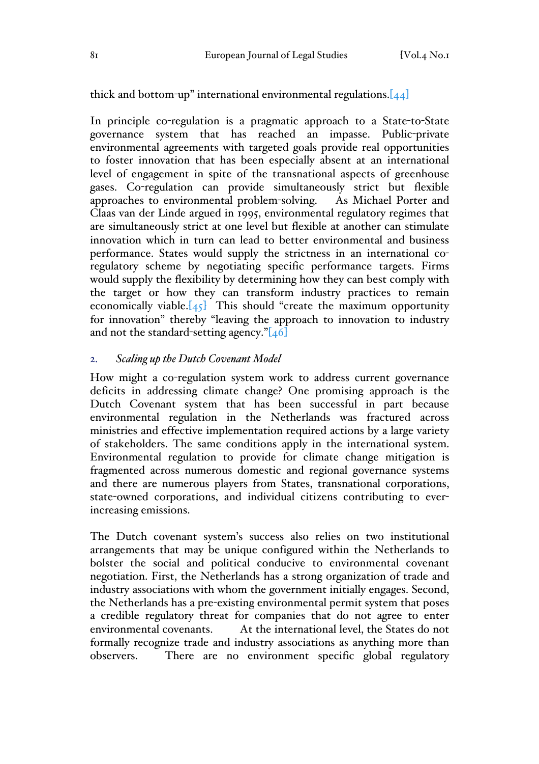thick and bottom-up" international environmental regulations.[44]

In principle co-regulation is a pragmatic approach to a State-to-State governance system that has reached an impasse. Public-private environmental agreements with targeted goals provide real opportunities to foster innovation that has been especially absent at an international level of engagement in spite of the transnational aspects of greenhouse gases. Co-regulation can provide simultaneously strict but flexible approaches to environmental problem-solving. As Michael Porter and Claas van der Linde argued in 1995, environmental regulatory regimes that are simultaneously strict at one level but flexible at another can stimulate innovation which in turn can lead to better environmental and business performance. States would supply the strictness in an international co-regulatory scheme by negotiating specific performance targets. Firms would supply the flexibility by determining how they can best comply with the target or how they can transform industry practices to remain economically viable.[45] This should "create the maximum opportunity for innovation" thereby "leaving the approach to innovation to industry and not the standard-setting agency."[46]

### 2. *Scaling up the Dutch Covenant Model*

How might a co-regulation system work to address current governance deficits in addressing climate change? One promising approach is the Dutch Covenant system that has been successful in part because environmental regulation in the Netherlands was fractured across ministries and effective implementation required actions by a large variety of stakeholders. The same conditions apply in the international system. Environmental regulation to provide for climate change mitigation is fragmented across numerous domestic and regional governance systems and there are numerous players from States, transnational corporations, state-owned corporations, and individual citizens contributing to ever-increasing emissions.

The Dutch covenant system's success also relies on two institutional arrangements that may be unique configured within the Netherlands to bolster the social and political conducive to environmental covenant negotiation. First, the Netherlands has a strong organization of trade and industry associations with whom the government initially engages. Second, the Netherlands has a pre-existing environmental permit system that poses a credible regulatory threat for companies that do not agree to enter environmental covenants. At the international level, the States do not formally recognize trade and industry associations as anything more than observers. There are no environment specific global regulatory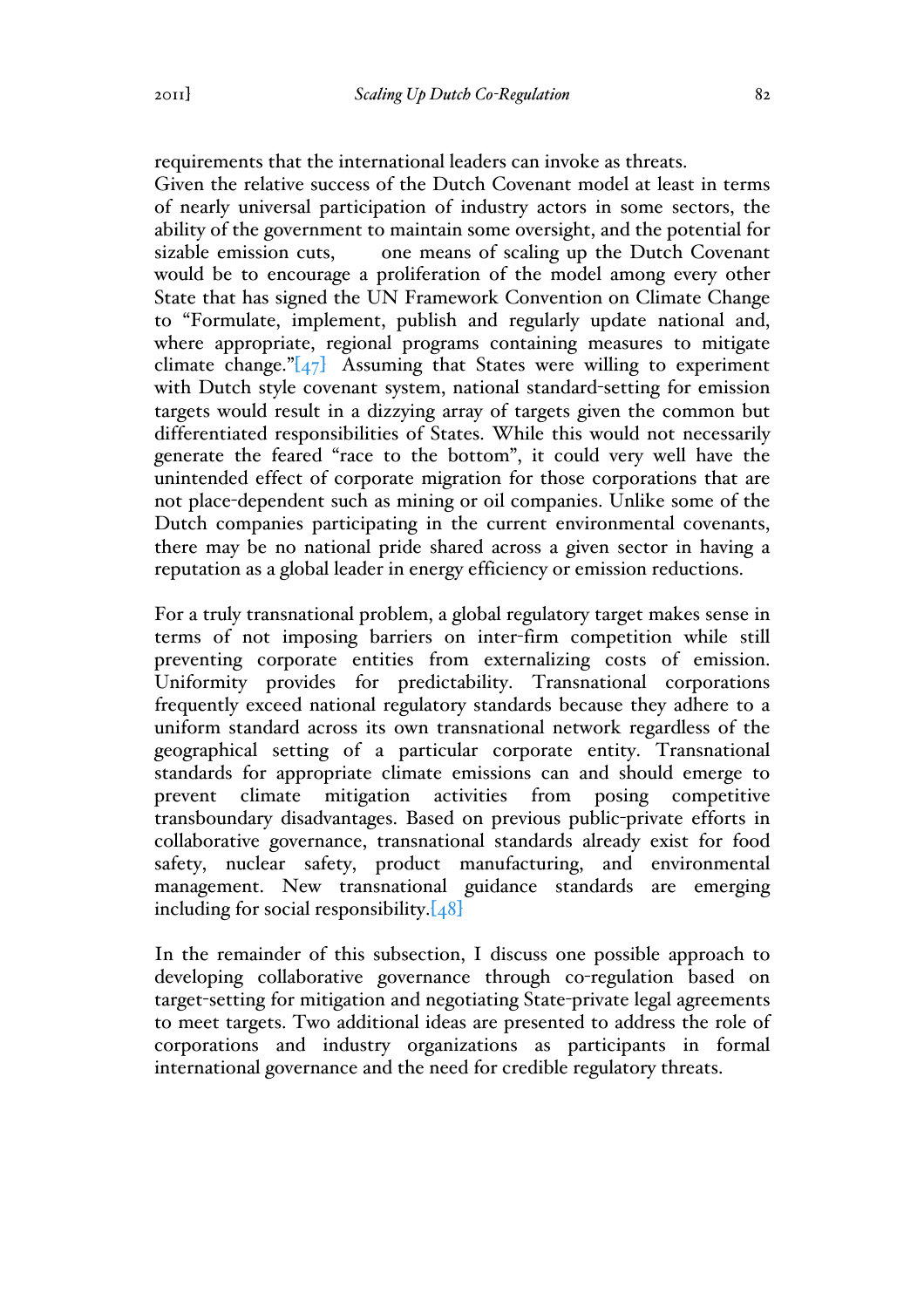requirements that the international leaders can invoke as threats.

Given the relative success of the Dutch Covenant model at least in terms of nearly universal participation of industry actors in some sectors, the ability of the government to maintain some oversight, and the potential for sizable emission cuts, one means of scaling up the Dutch Covenant would be to encourage a proliferation of the model among every other State that has signed the UN Framework Convention on Climate Change to "Formulate, implement, publish and regularly update national and, where appropriate, regional programs containing measures to mitigate climate change."[47] Assuming that States were willing to experiment with Dutch style covenant system, national standard-setting for emission targets would result in a dizzying array of targets given the common but differentiated responsibilities of States. While this would not necessarily generate the feared "race to the bottom", it could very well have the unintended effect of corporate migration for those corporations that are not place-dependent such as mining or oil companies. Unlike some of the Dutch companies participating in the current environmental covenants, there may be no national pride shared across a given sector in having a reputation as a global leader in energy efficiency or emission reductions.

For a truly transnational problem, a global regulatory target makes sense in terms of not imposing barriers on inter-firm competition while still preventing corporate entities from externalizing costs of emission. Uniformity provides for predictability. Transnational corporations frequently exceed national regulatory standards because they adhere to a uniform standard across its own transnational network regardless of the geographical setting of a particular corporate entity. Transnational standards for appropriate climate emissions can and should emerge to prevent climate mitigation activities from posing competitive transboundary disadvantages. Based on previous public-private efforts in collaborative governance, transnational standards already exist for food safety, nuclear safety, product manufacturing, and environmental management. New transnational guidance standards are emerging including for social responsibility.[48]

In the remainder of this subsection, I discuss one possible approach to developing collaborative governance through co-regulation based on target-setting for mitigation and negotiating State-private legal agreements to meet targets. Two additional ideas are presented to address the role of corporations and industry organizations as participants in formal international governance and the need for credible regulatory threats.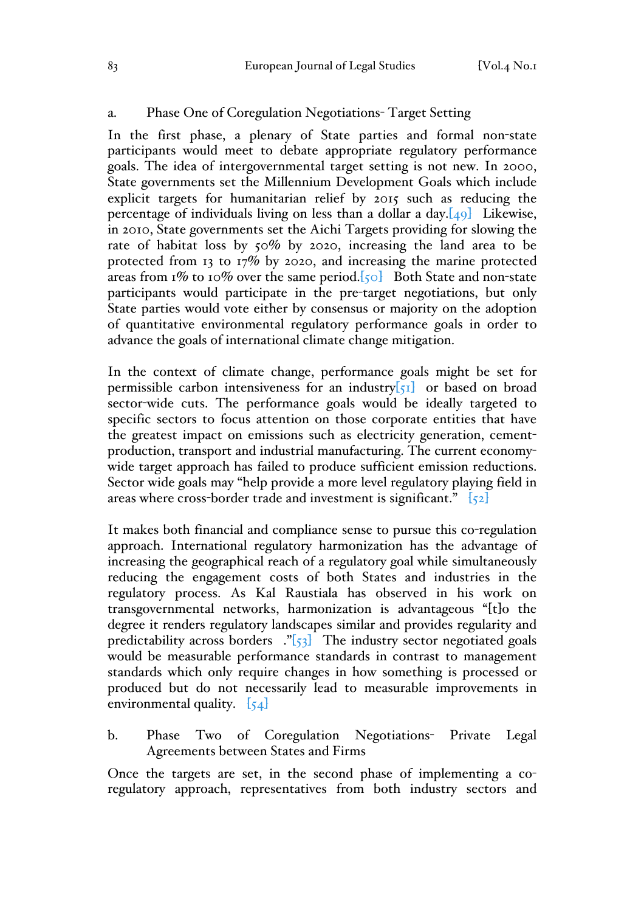### a. Phase One of Coregulation Negotiations- Target Setting

In the first phase, a plenary of State parties and formal non-state participants would meet to debate appropriate regulatory performance goals. The idea of intergovernmental target setting is not new. In 2000, State governments set the Millennium Development Goals which include explicit targets for humanitarian relief by 2015 such as reducing the percentage of individuals living on less than a dollar a day.[49] Likewise, in 2010, State governments set the Aichi Targets providing for slowing the rate of habitat loss by 50% by 2020, increasing the land area to be protected from 13 to 17% by 2020, and increasing the marine protected areas from 1% to 10% over the same period.[50] Both State and non-state participants would participate in the pre-target negotiations, but only State parties would vote either by consensus or majority on the adoption of quantitative environmental regulatory performance goals in order to advance the goals of international climate change mitigation.

In the context of climate change, performance goals might be set for permissible carbon intensiveness for an industry[51] or based on broad sector-wide cuts. The performance goals would be ideally targeted to specific sectors to focus attention on those corporate entities that have the greatest impact on emissions such as electricity generation, cement-production, transport and industrial manufacturing. The current economy-wide target approach has failed to produce sufficient emission reductions. Sector wide goals may "help provide a more level regulatory playing field in areas where cross-border trade and investment is significant." [52]

It makes both financial and compliance sense to pursue this co-regulation approach. International regulatory harmonization has the advantage of increasing the geographical reach of a regulatory goal while simultaneously reducing the engagement costs of both States and industries in the regulatory process. As Kal Raustiala has observed in his work on transgovernmental networks, harmonization is advantageous "[t]o the degree it renders regulatory landscapes similar and provides regularity and predictability across borders ."[53] The industry sector negotiated goals would be measurable performance standards in contrast to management standards which only require changes in how something is processed or produced but do not necessarily lead to measurable improvements in environmental quality. [54]

### b. Phase Two of Coregulation Negotiations- Private Legal Agreements between States and Firms

Once the targets are set, in the second phase of implementing a co-regulatory approach, representatives from both industry sectors and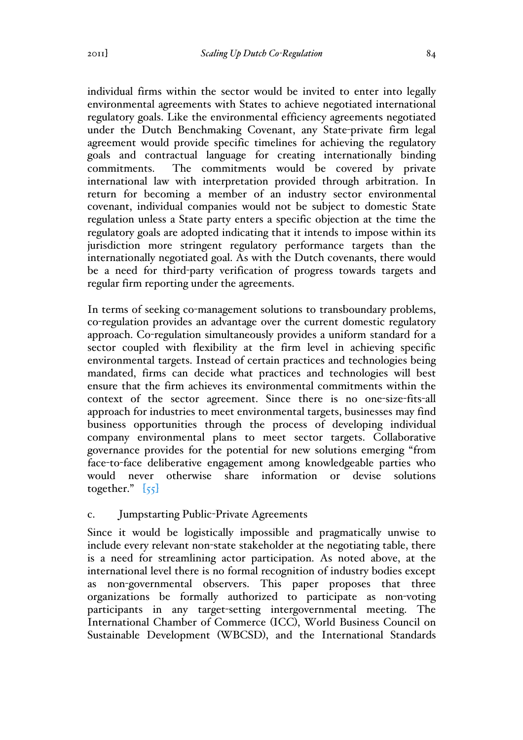individual firms within the sector would be invited to enter into legally environmental agreements with States to achieve negotiated international regulatory goals. Like the environmental efficiency agreements negotiated under the Dutch Benchmaking Covenant, any State-private firm legal agreement would provide specific timelines for achieving the regulatory goals and contractual language for creating internationally binding commitments. The commitments would be covered by private international law with interpretation provided through arbitration. In return for becoming a member of an industry sector environmental covenant, individual companies would not be subject to domestic State regulation unless a State party enters a specific objection at the time the regulatory goals are adopted indicating that it intends to impose within its jurisdiction more stringent regulatory performance targets than the internationally negotiated goal. As with the Dutch covenants, there would be a need for third-party verification of progress towards targets and regular firm reporting under the agreements.

In terms of seeking co-management solutions to transboundary problems, co-regulation provides an advantage over the current domestic regulatory approach. Co-regulation simultaneously provides a uniform standard for a sector coupled with flexibility at the firm level in achieving specific environmental targets. Instead of certain practices and technologies being mandated, firms can decide what practices and technologies will best ensure that the firm achieves its environmental commitments within the context of the sector agreement. Since there is no one-size-fits-all approach for industries to meet environmental targets, businesses may find business opportunities through the process of developing individual company environmental plans to meet sector targets. Collaborative governance provides for the potential for new solutions emerging "from face-to-face deliberative engagement among knowledgeable parties who would never otherwise share information or devise solutions together." [55]

### c. Jumpstarting Public-Private Agreements

Since it would be logistically impossible and pragmatically unwise to include every relevant non-state stakeholder at the negotiating table, there is a need for streamlining actor participation. As noted above, at the international level there is no formal recognition of industry bodies except as non-governmental observers. This paper proposes that three organizations be formally authorized to participate as non-voting participants in any target-setting intergovernmental meeting. The International Chamber of Commerce (ICC), World Business Council on Sustainable Development (WBCSD), and the International Standards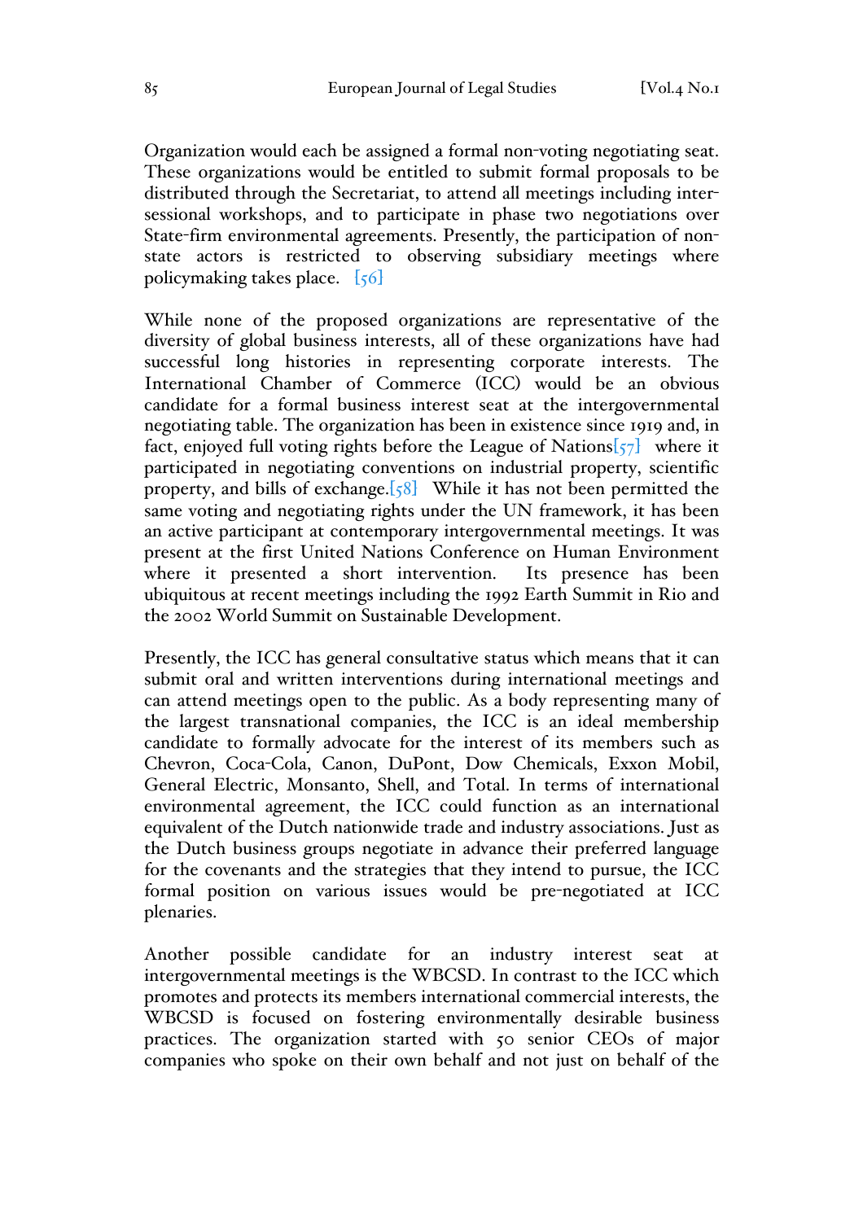Organization would each be assigned a formal non-voting negotiating seat. These organizations would be entitled to submit formal proposals to be distributed through the Secretariat, to attend all meetings including inter-sessional workshops, and to participate in phase two negotiations over State-firm environmental agreements. Presently, the participation of non-state actors is restricted to observing subsidiary meetings where policymaking takes place. [56]

While none of the proposed organizations are representative of the diversity of global business interests, all of these organizations have had successful long histories in representing corporate interests. The International Chamber of Commerce (ICC) would be an obvious candidate for a formal business interest seat at the intergovernmental negotiating table. The organization has been in existence since 1919 and, in fact, enjoyed full voting rights before the League of Nations[57] where it participated in negotiating conventions on industrial property, scientific property, and bills of exchange.[58] While it has not been permitted the same voting and negotiating rights under the UN framework, it has been an active participant at contemporary intergovernmental meetings. It was present at the first United Nations Conference on Human Environment where it presented a short intervention. Its presence has been ubiquitous at recent meetings including the 1992 Earth Summit in Rio and the 2002 World Summit on Sustainable Development.

Presently, the ICC has general consultative status which means that it can submit oral and written interventions during international meetings and can attend meetings open to the public. As a body representing many of the largest transnational companies, the ICC is an ideal membership candidate to formally advocate for the interest of its members such as Chevron, Coca-Cola, Canon, DuPont, Dow Chemicals, Exxon Mobil, General Electric, Monsanto, Shell, and Total. In terms of international environmental agreement, the ICC could function as an international equivalent of the Dutch nationwide trade and industry associations. Just as the Dutch business groups negotiate in advance their preferred language for the covenants and the strategies that they intend to pursue, the ICC formal position on various issues would be pre-negotiated at ICC plenaries.

Another possible candidate for an industry interest seat at intergovernmental meetings is the WBCSD. In contrast to the ICC which promotes and protects its members international commercial interests, the WBCSD is focused on fostering environmentally desirable business practices. The organization started with 50 senior CEOs of major companies who spoke on their own behalf and not just on behalf of the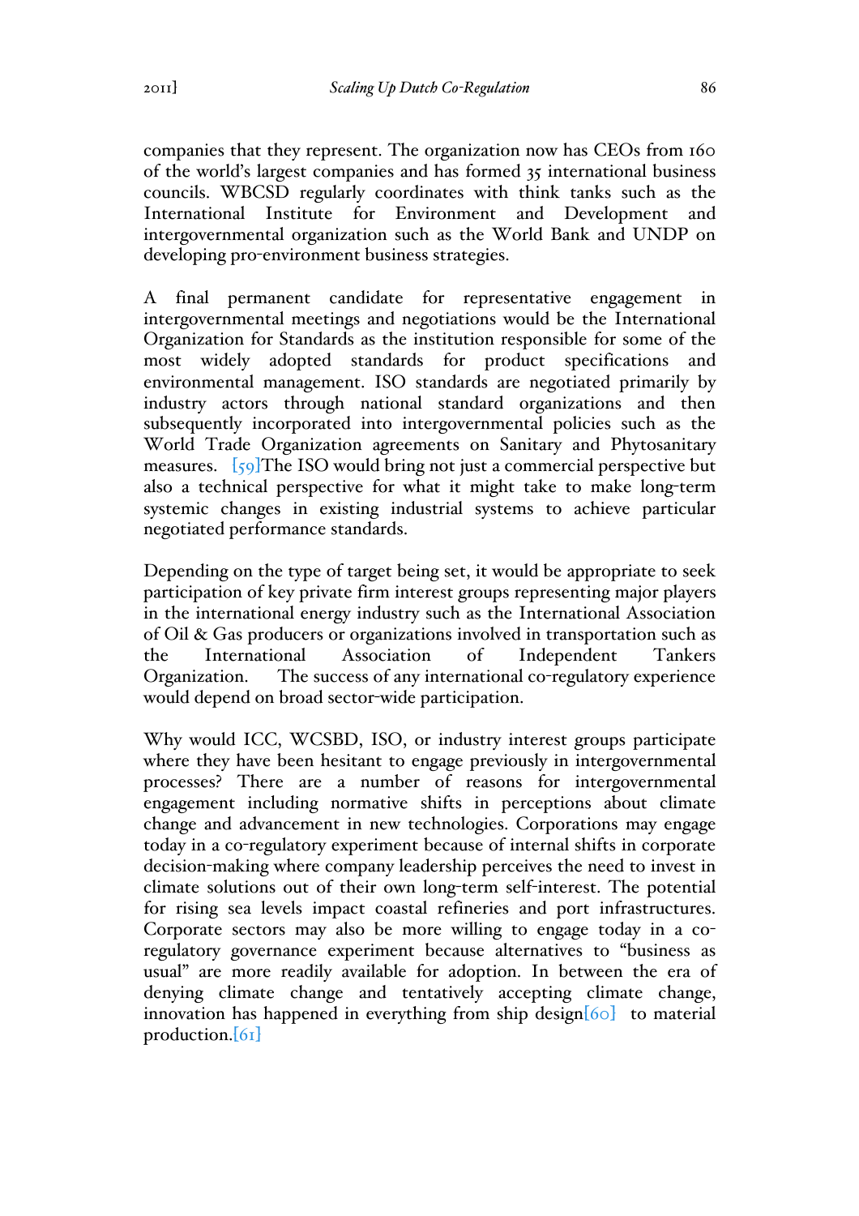companies that they represent. The organization now has CEOs from 160 of the world's largest companies and has formed 35 international business councils. WBCSD regularly coordinates with think tanks such as the International Institute for Environment and Development and intergovernmental organization such as the World Bank and UNDP on developing pro-environment business strategies.

A final permanent candidate for representative engagement in intergovernmental meetings and negotiations would be the International Organization for Standards as the institution responsible for some of the most widely adopted standards for product specifications and environmental management. ISO standards are negotiated primarily by industry actors through national standard organizations and then subsequently incorporated into intergovernmental policies such as the World Trade Organization agreements on Sanitary and Phytosanitary measures. [59]The ISO would bring not just a commercial perspective but also a technical perspective for what it might take to make long-term systemic changes in existing industrial systems to achieve particular negotiated performance standards.

Depending on the type of target being set, it would be appropriate to seek participation of key private firm interest groups representing major players in the international energy industry such as the International Association of Oil & Gas producers or organizations involved in transportation such as the International Association of Independent Tankers Organization. The success of any international co-regulatory experience would depend on broad sector-wide participation.

Why would ICC, WCSBD, ISO, or industry interest groups participate where they have been hesitant to engage previously in intergovernmental processes? There are a number of reasons for intergovernmental engagement including normative shifts in perceptions about climate change and advancement in new technologies. Corporations may engage today in a co-regulatory experiment because of internal shifts in corporate decision-making where company leadership perceives the need to invest in climate solutions out of their own long-term self-interest. The potential for rising sea levels impact coastal refineries and port infrastructures. Corporate sectors may also be more willing to engage today in a co-regulatory governance experiment because alternatives to "business as usual" are more readily available for adoption. In between the era of denying climate change and tentatively accepting climate change, innovation has happened in everything from ship design[60] to material production.[61]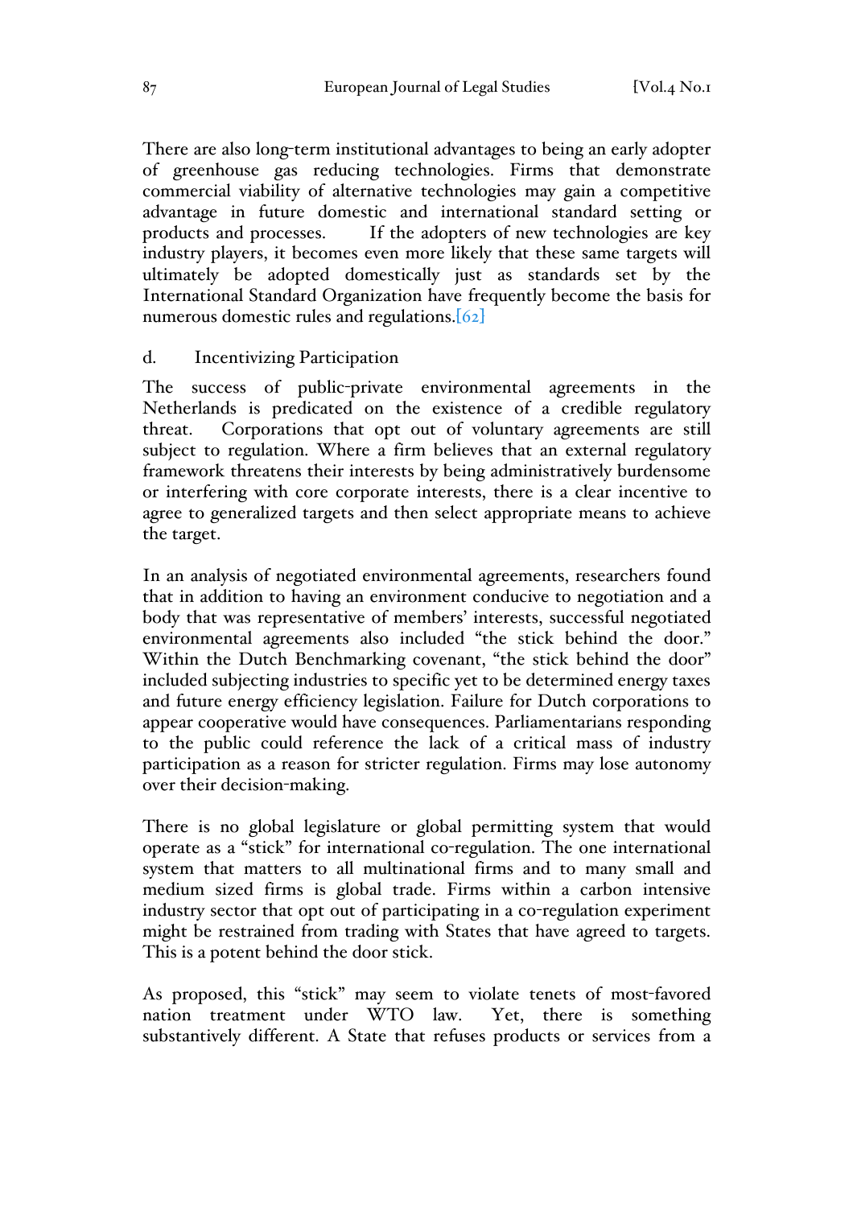There are also long-term institutional advantages to being an early adopter of greenhouse gas reducing technologies. Firms that demonstrate commercial viability of alternative technologies may gain a competitive advantage in future domestic and international standard setting or products and processes. If the adopters of new technologies are key industry players, it becomes even more likely that these same targets will ultimately be adopted domestically just as standards set by the International Standard Organization have frequently become the basis for numerous domestic rules and regulations.[62]

### d. Incentivizing Participation

The success of public-private environmental agreements in the Netherlands is predicated on the existence of a credible regulatory threat. Corporations that opt out of voluntary agreements are still subject to regulation. Where a firm believes that an external regulatory framework threatens their interests by being administratively burdensome or interfering with core corporate interests, there is a clear incentive to agree to generalized targets and then select appropriate means to achieve the target.

In an analysis of negotiated environmental agreements, researchers found that in addition to having an environment conducive to negotiation and a body that was representative of members' interests, successful negotiated environmental agreements also included "the stick behind the door." Within the Dutch Benchmarking covenant, "the stick behind the door" included subjecting industries to specific yet to be determined energy taxes and future energy efficiency legislation. Failure for Dutch corporations to appear cooperative would have consequences. Parliamentarians responding to the public could reference the lack of a critical mass of industry participation as a reason for stricter regulation. Firms may lose autonomy over their decision-making.

There is no global legislature or global permitting system that would operate as a "stick" for international co-regulation. The one international system that matters to all multinational firms and to many small and medium sized firms is global trade. Firms within a carbon intensive industry sector that opt out of participating in a co-regulation experiment might be restrained from trading with States that have agreed to targets. This is a potent behind the door stick.

As proposed, this "stick" may seem to violate tenets of most-favored nation treatment under WTO law. Yet, there is something substantively different. A State that refuses products or services from a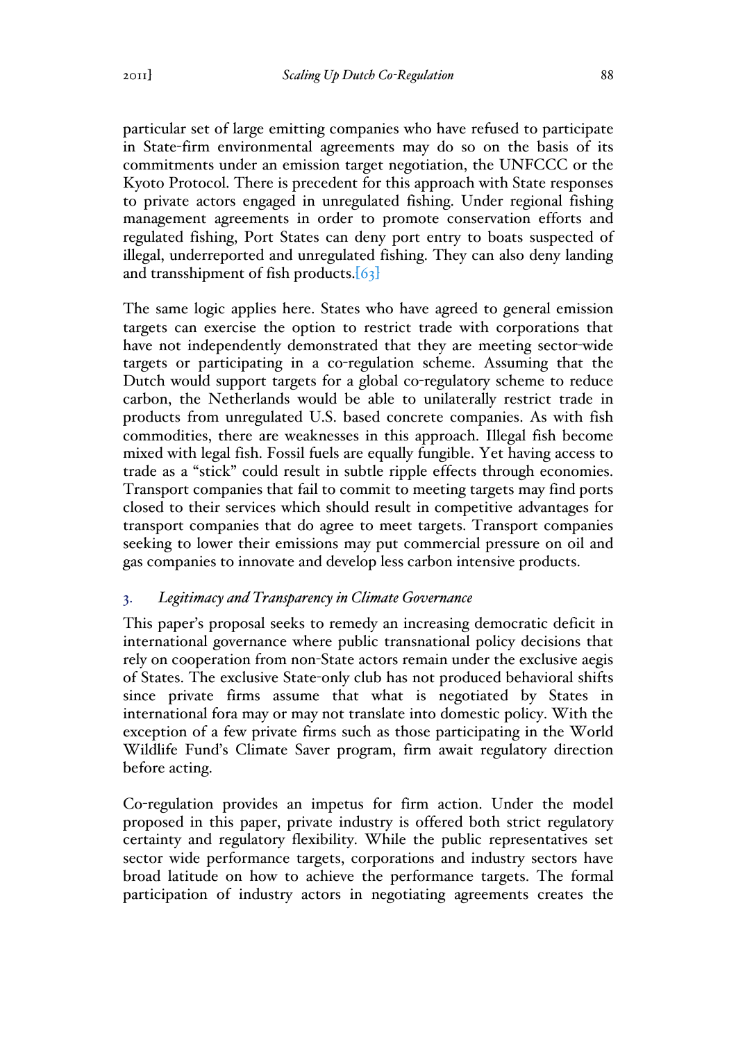particular set of large emitting companies who have refused to participate in State-firm environmental agreements may do so on the basis of its commitments under an emission target negotiation, the UNFCCC or the Kyoto Protocol. There is precedent for this approach with State responses to private actors engaged in unregulated fishing. Under regional fishing management agreements in order to promote conservation efforts and regulated fishing, Port States can deny port entry to boats suspected of illegal, underreported and unregulated fishing. They can also deny landing and transshipment of fish products.[63]

The same logic applies here. States who have agreed to general emission targets can exercise the option to restrict trade with corporations that have not independently demonstrated that they are meeting sector-wide targets or participating in a co-regulation scheme. Assuming that the Dutch would support targets for a global co-regulatory scheme to reduce carbon, the Netherlands would be able to unilaterally restrict trade in products from unregulated U.S. based concrete companies. As with fish commodities, there are weaknesses in this approach. Illegal fish become mixed with legal fish. Fossil fuels are equally fungible. Yet having access to trade as a "stick" could result in subtle ripple effects through economies. Transport companies that fail to commit to meeting targets may find ports closed to their services which should result in competitive advantages for transport companies that do agree to meet targets. Transport companies seeking to lower their emissions may put commercial pressure on oil and gas companies to innovate and develop less carbon intensive products.

### 3. *Legitimacy and Transparency in Climate Governance*

This paper's proposal seeks to remedy an increasing democratic deficit in international governance where public transnational policy decisions that rely on cooperation from non-State actors remain under the exclusive aegis of States. The exclusive State-only club has not produced behavioral shifts since private firms assume that what is negotiated by States in international fora may or may not translate into domestic policy. With the exception of a few private firms such as those participating in the World Wildlife Fund's Climate Saver program, firm await regulatory direction before acting.

Co-regulation provides an impetus for firm action. Under the model proposed in this paper, private industry is offered both strict regulatory certainty and regulatory flexibility. While the public representatives set sector wide performance targets, corporations and industry sectors have broad latitude on how to achieve the performance targets. The formal participation of industry actors in negotiating agreements creates the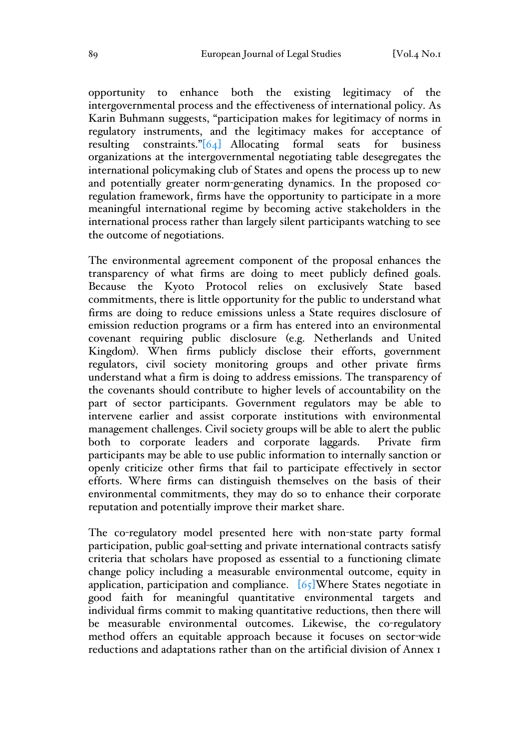opportunity to enhance both the existing legitimacy of the intergovernmental process and the effectiveness of international policy. As Karin Buhmann suggests, "participation makes for legitimacy of norms in regulatory instruments, and the legitimacy makes for acceptance of resulting constraints."[64] Allocating formal seats for business organizations at the intergovernmental negotiating table desegregates the international policymaking club of States and opens the process up to new and potentially greater norm-generating dynamics. In the proposed co-regulation framework, firms have the opportunity to participate in a more meaningful international regime by becoming active stakeholders in the international process rather than largely silent participants watching to see the outcome of negotiations.

The environmental agreement component of the proposal enhances the transparency of what firms are doing to meet publicly defined goals. Because the Kyoto Protocol relies on exclusively State based commitments, there is little opportunity for the public to understand what firms are doing to reduce emissions unless a State requires disclosure of emission reduction programs or a firm has entered into an environmental covenant requiring public disclosure (e.g. Netherlands and United Kingdom). When firms publicly disclose their efforts, government regulators, civil society monitoring groups and other private firms understand what a firm is doing to address emissions. The transparency of the covenants should contribute to higher levels of accountability on the part of sector participants. Government regulators may be able to intervene earlier and assist corporate institutions with environmental management challenges. Civil society groups will be able to alert the public both to corporate leaders and corporate laggards. Private firm participants may be able to use public information to internally sanction or openly criticize other firms that fail to participate effectively in sector efforts. Where firms can distinguish themselves on the basis of their environmental commitments, they may do so to enhance their corporate reputation and potentially improve their market share.

The co-regulatory model presented here with non-state party formal participation, public goal-setting and private international contracts satisfy criteria that scholars have proposed as essential to a functioning climate change policy including a measurable environmental outcome, equity in application, participation and compliance. [65]Where States negotiate in good faith for meaningful quantitative environmental targets and individual firms commit to making quantitative reductions, then there will be measurable environmental outcomes. Likewise, the co-regulatory method offers an equitable approach because it focuses on sector-wide reductions and adaptations rather than on the artificial division of Annex 1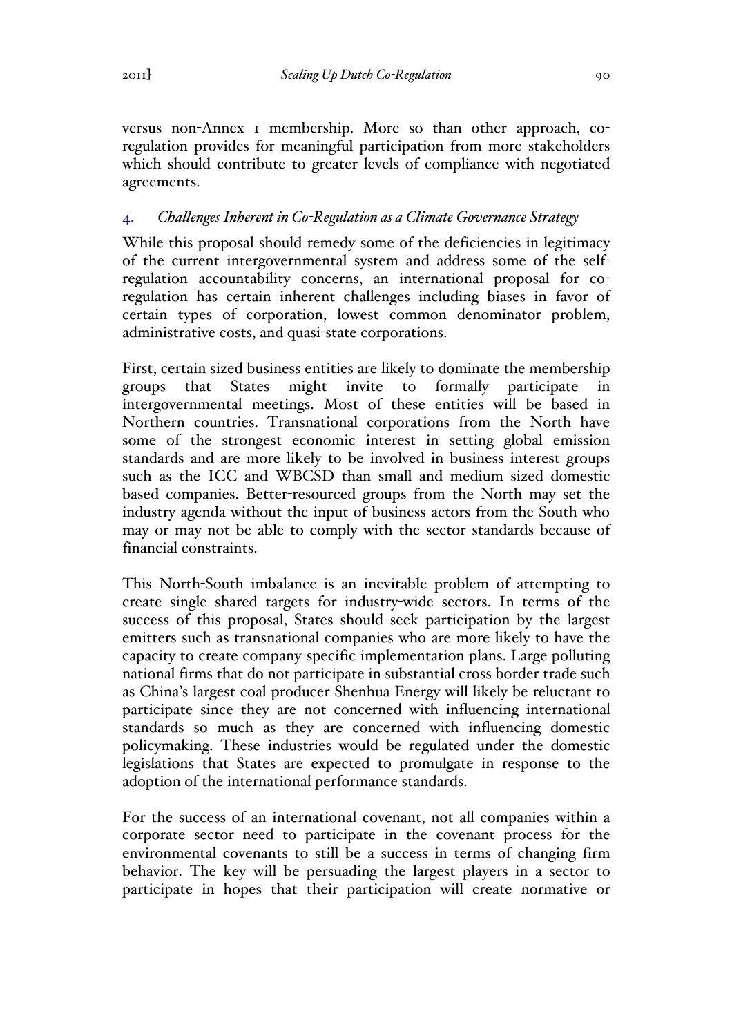versus non-Annex 1 membership. More so than other approach, co-regulation provides for meaningful participation from more stakeholders which should contribute to greater levels of compliance with negotiated agreements.

### 4. *Challenges Inherent in Co-Regulation as a Climate Governance Strategy*

While this proposal should remedy some of the deficiencies in legitimacy of the current intergovernmental system and address some of the self-regulation accountability concerns, an international proposal for co-regulation has certain inherent challenges including biases in favor of certain types of corporation, lowest common denominator problem, administrative costs, and quasi-state corporations.

First, certain sized business entities are likely to dominate the membership groups that States might invite to formally participate in intergovernmental meetings. Most of these entities will be based in Northern countries. Transnational corporations from the North have some of the strongest economic interest in setting global emission standards and are more likely to be involved in business interest groups such as the ICC and WBCSD than small and medium sized domestic based companies. Better-resourced groups from the North may set the industry agenda without the input of business actors from the South who may or may not be able to comply with the sector standards because of financial constraints.

This North-South imbalance is an inevitable problem of attempting to create single shared targets for industry-wide sectors. In terms of the success of this proposal, States should seek participation by the largest emitters such as transnational companies who are more likely to have the capacity to create company-specific implementation plans. Large polluting national firms that do not participate in substantial cross border trade such as China's largest coal producer Shenhua Energy will likely be reluctant to participate since they are not concerned with influencing international standards so much as they are concerned with influencing domestic policymaking. These industries would be regulated under the domestic legislations that States are expected to promulgate in response to the adoption of the international performance standards.

For the success of an international covenant, not all companies within a corporate sector need to participate in the covenant process for the environmental covenants to still be a success in terms of changing firm behavior. The key will be persuading the largest players in a sector to participate in hopes that their participation will create normative or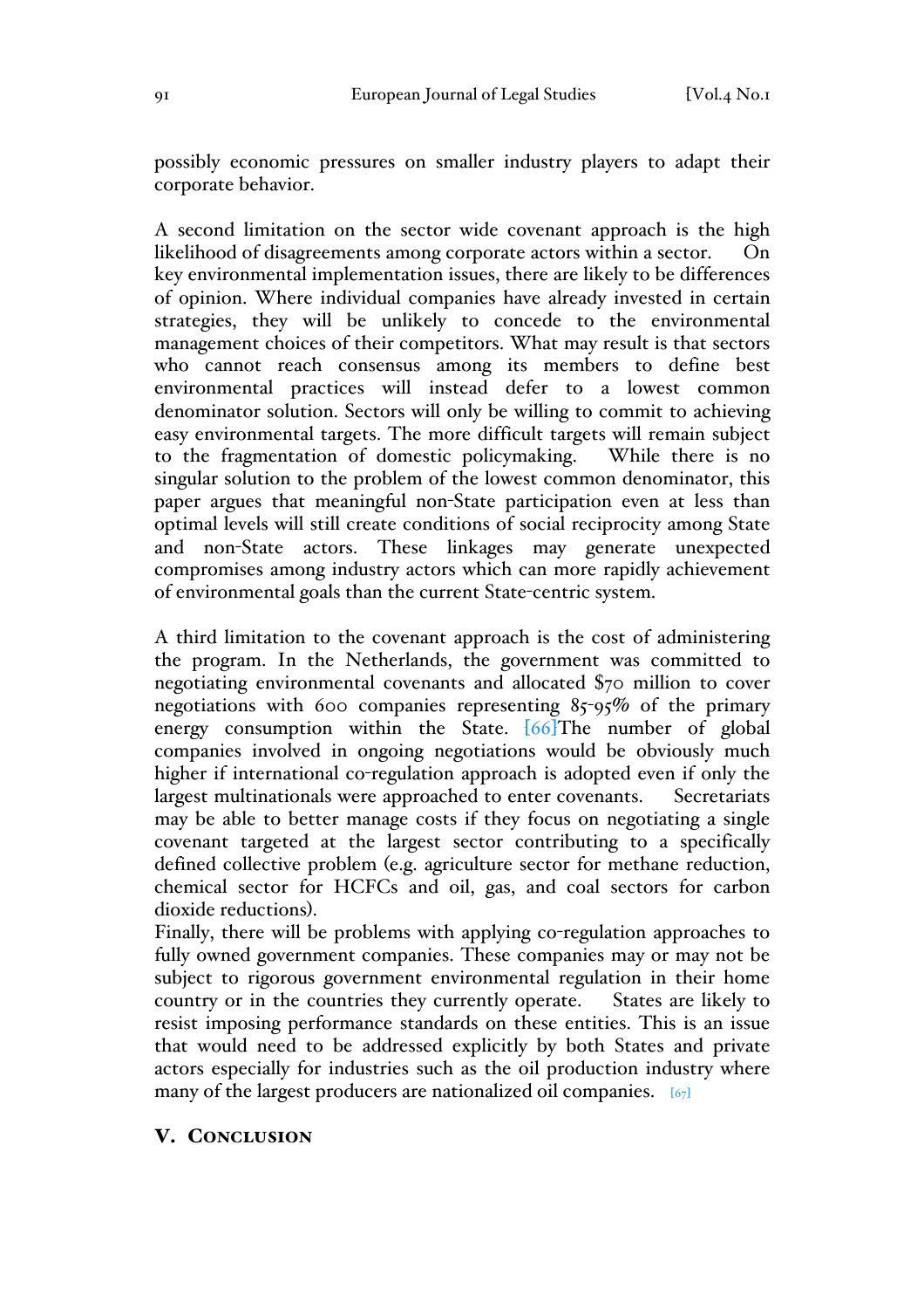possibly economic pressures on smaller industry players to adapt their corporate behavior.

A second limitation on the sector wide covenant approach is the high likelihood of disagreements among corporate actors within a sector. On key environmental implementation issues, there are likely to be differences of opinion. Where individual companies have already invested in certain strategies, they will be unlikely to concede to the environmental management choices of their competitors. What may result is that sectors who cannot reach consensus among its members to define best environmental practices will instead defer to a lowest common denominator solution. Sectors will only be willing to commit to achieving easy environmental targets. The more difficult targets will remain subject to the fragmentation of domestic policymaking. While there is no singular solution to the problem of the lowest common denominator, this paper argues that meaningful non-State participation even at less than optimal levels will still create conditions of social reciprocity among State and non-State actors. These linkages may generate unexpected compromises among industry actors which can more rapidly achievement of environmental goals than the current State-centric system.

A third limitation to the covenant approach is the cost of administering the program. In the Netherlands, the government was committed to negotiating environmental covenants and allocated $70 million to cover negotiations with 600 companies representing 85-95% of the primary energy consumption within the State. [66]The number of global companies involved in ongoing negotiations would be obviously much higher if international co-regulation approach is adopted even if only the largest multinationals were approached to enter covenants. Secretariats may be able to better manage costs if they focus on negotiating a single covenant targeted at the largest sector contributing to a specifically defined collective problem (e.g. agriculture sector for methane reduction, chemical sector for HCFCs and oil, gas, and coal sectors for carbon dioxide reductions).

Finally, there will be problems with applying co-regulation approaches to fully owned government companies. These companies may or may not be subject to rigorous government environmental regulation in their home country or in the countries they currently operate. States are likely to resist imposing performance standards on these entities. This is an issue that would need to be addressed explicitly by both States and private actors especially for industries such as the oil production industry where many of the largest producers are nationalized oil companies. [67]

## V. Conclusion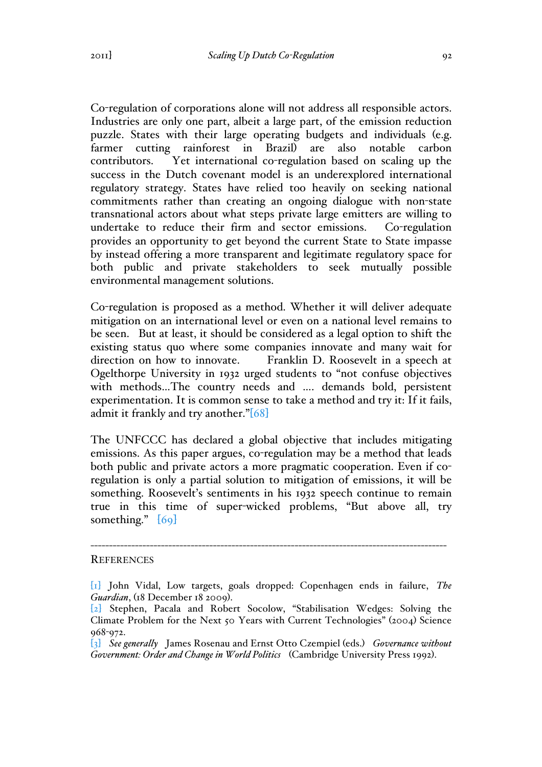Co-regulation of corporations alone will not address all responsible actors. Industries are only one part, albeit a large part, of the emission reduction puzzle. States with their large operating budgets and individuals (e.g. farmer cutting rainforest in Brazil) are also notable carbon contributors. Yet international co-regulation based on scaling up the success in the Dutch covenant model is an underexplored international regulatory strategy. States have relied too heavily on seeking national commitments rather than creating an ongoing dialogue with non-state transnational actors about what steps private large emitters are willing to undertake to reduce their firm and sector emissions. Co-regulation provides an opportunity to get beyond the current State to State impasse by instead offering a more transparent and legitimate regulatory space for both public and private stakeholders to seek mutually possible environmental management solutions.

Co-regulation is proposed as a method. Whether it will deliver adequate mitigation on an international level or even on a national level remains to be seen. But at least, it should be considered as a legal option to shift the existing status quo where some companies innovate and many wait for direction on how to innovate. Franklin D. Roosevelt in a speech at Ogelthorpe University in 1932 urged students to "not confuse objectives with methods…The country needs and …. demands bold, persistent experimentation. It is common sense to take a method and try it: If it fails, admit it frankly and try another."[68]

The UNFCCC has declared a global objective that includes mitigating emissions. As this paper argues, co-regulation may be a method that leads both public and private actors a more pragmatic cooperation. Even if co-regulation is only a partial solution to mitigation of emissions, it will be something. Roosevelt's sentiments in his 1932 speech continue to remain true in this time of super-wicked problems, "But above all, try something." [69]

---

REFERENCES

[1] John Vidal, Low targets, goals dropped: Copenhagen ends in failure, *The Guardian*, (18 December 18 2009).
[2] Stephen, Pacala and Robert Socolow, "Stabilisation Wedges: Solving the Climate Problem for the Next 50 Years with Current Technologies" (2004) Science 968-972.
[3] *See generally* James Rosenau and Ernst Otto Czempiel (eds.) *Governance without Government: Order and Change in World Politics* (Cambridge University Press 1992).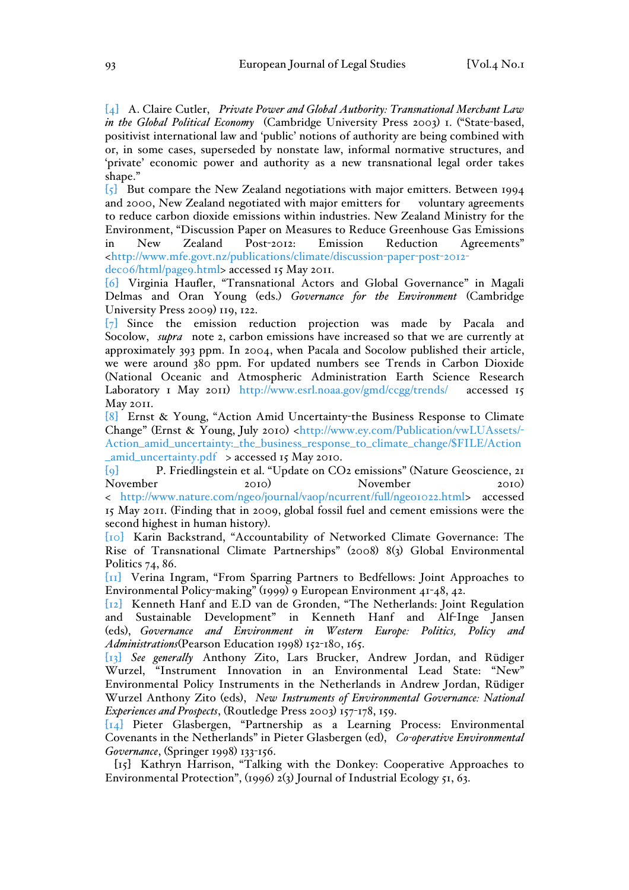[4] A. Claire Cutler, *Private Power and Global Authority: Transnational Merchant Law in the Global Political Economy* (Cambridge University Press 2003) 1. ("State-based, positivist international law and 'public' notions of authority are being combined with or, in some cases, superseded by nonstate law, informal normative structures, and 'private' economic power and authority as a new transnational legal order takes shape."

[5] But compare the New Zealand negotiations with major emitters. Between 1994 and 2000, New Zealand negotiated with major emitters for voluntary agreements to reduce carbon dioxide emissions within industries. New Zealand Ministry for the Environment, "Discussion Paper on Measures to Reduce Greenhouse Gas Emissions in New Zealand Post-2012: Emission Reduction Agreements" <http://www.mfe.govt.nz/publications/climate/discussion-paper-post-2012-deco6/html/page9.html> accessed 15 May 2011.

[6] Virginia Haufler, "Transnational Actors and Global Governance" in Magali Delmas and Oran Young (eds.) *Governance for the Environment* (Cambridge University Press 2009) 119, 122.

[7] Since the emission reduction projection was made by Pacala and Socolow, *supra* note 2, carbon emissions have increased so that we are currently at approximately 393 ppm. In 2004, when Pacala and Socolow published their article, we were around 380 ppm. For updated numbers see Trends in Carbon Dioxide (National Oceanic and Atmospheric Administration Earth Science Research Laboratory 1 May 2011) http://www.esrl.noaa.gov/gmd/ccgg/trends/ accessed 15 May 2011.

[8] Ernst & Young, "Action Amid Uncertainty-the Business Response to Climate Change" (Ernst & Young, July 2010) <http://www.ey.com/Publication/vwLUAssets/-Action_amid_uncertainty:_the_business_response_to_climate_change/$FILE/Action_amid_uncertainty.pdf > accessed 15 May 2010.

[9] P. Friedlingstein et al. "Update on $CO_2$ emissions" (Nature Geoscience, 21 November 2010) < http://www.nature.com/ngeo/journal/vaop/ncurrent/full/ngeo1022.html> accessed 15 May 2011. (Finding that in 2009, global fossil fuel and cement emissions were the second highest in human history).

[10] Karin Backstrand, "Accountability of Networked Climate Governance: The Rise of Transnational Climate Partnerships" (2008) 8(3) Global Environmental Politics 74, 86.

[11] Verina Ingram, "From Sparring Partners to Bedfellows: Joint Approaches to Environmental Policy-making" (1999) 9 European Environment 41-48, 42.

[12] Kenneth Hanf and E.D van de Gronden, "The Netherlands: Joint Regulation and Sustainable Development" in Kenneth Hanf and Alf-Inge Jansen (eds), *Governance and Environment in Western Europe: Politics, Policy and Administrations*(Pearson Education 1998) 152-180, 165.

[13] *See generally* Anthony Zito, Lars Brucker, Andrew Jordan, and Rüdiger Wurzel, "Instrument Innovation in an Environmental Lead State: "New" Environmental Policy Instruments in the Netherlands in Andrew Jordan, Rüdiger Wurzel Anthony Zito (eds), *New Instruments of Environmental Governance: National Experiences and Prospects*, (Routledge Press 2003) 157-178, 159.

[14] Pieter Glasbergen, "Partnership as a Learning Process: Environmental Covenants in the Netherlands" in Pieter Glasbergen (ed), *Co-operative Environmental Governance*, (Springer 1998) 133-156.

[15] Kathryn Harrison, "Talking with the Donkey: Cooperative Approaches to Environmental Protection", (1996) 2(3) Journal of Industrial Ecology 51, 63.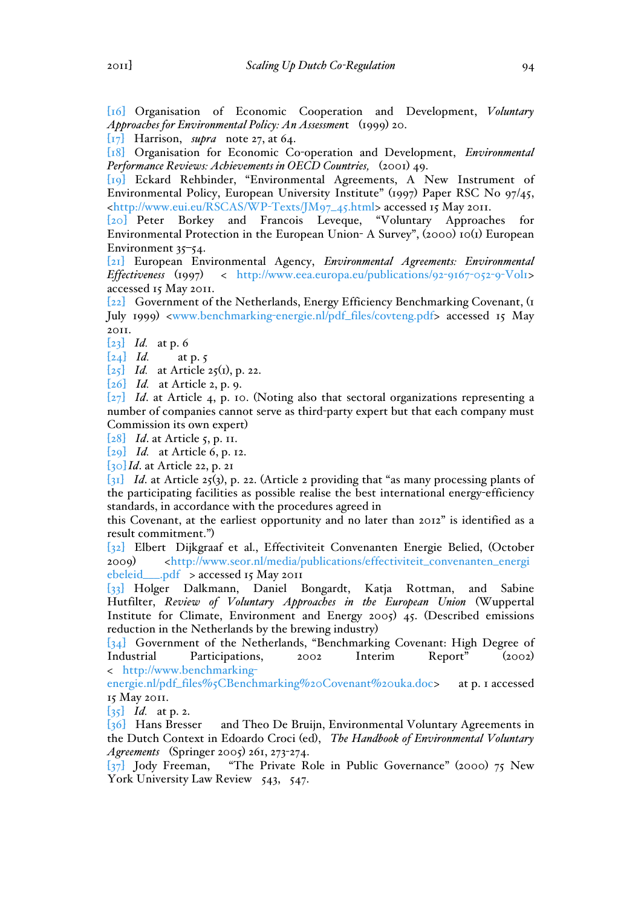[16] Organisation of Economic Cooperation and Development, *Voluntary Approaches for Environmental Policy: An Assessment* (1999) 20.

[17] Harrison, *supra* note 27, at 64.

[18] Organisation for Economic Co-operation and Development, *Environmental Performance Reviews: Achievements in OECD Countries,* (2001) 49.

[19] Eckard Rehbinder, "Environmental Agreements, A New Instrument of Environmental Policy, European University Institute" (1997) Paper RSC No 97/45, <http://www.eui.eu/RSCAS/WP-Texts/JM97_45.html> accessed 15 May 2011.

[20] Peter Borkey and Francois Leveque, "Voluntary Approaches for Environmental Protection in the European Union- A Survey", (2000) 10(1) European Environment 35–54.

[21] European Environmental Agency, *Environmental Agreements: Environmental Effectiveness* (1997) < http://www.eea.europa.eu/publications/92-9167-052-9-Vol1> accessed 15 May 2011.

[22] Government of the Netherlands, Energy Efficiency Benchmarking Covenant, (1 July 1999) <www.benchmarking-energie.nl/pdf_files/covteng.pdf> accessed 15 May 2011.

[23] *Id.* at p. 6

[24] *Id.* at p. 5

[25] *Id.* at Article 25(1), p. 22.

[26] *Id.* at Article 2, p. 9.

[27] *Id*. at Article 4, p. 10. (Noting also that sectoral organizations representing a number of companies cannot serve as third-party expert but that each company must Commission its own expert)

[28] *Id*. at Article 5, p. 11.

[29] *Id.* at Article 6, p. 12.

[30] *Id*. at Article 22, p. 21

[31] *Id.* at Article 25(3), p. 22. (Article 2 providing that "as many processing plants of the participating facilities as possible realise the best international energy-efficiency standards, in accordance with the procedures agreed in
this Covenant, at the earliest opportunity and no later than 2012" is identified as a result commitment.")

[32] Elbert Dijkgraaf et al., Effectiviteit Convenanten Energie Belied, (October 2009) <http://www.seor.nl/media/publications/effectiviteit_convenanten_energiebeleid___.pdf > accessed 15 May 2011

[33] Holger Dalkmann, Daniel Bongardt, Katja Rottman, and Sabine Hutfilter, *Review of Voluntary Approaches in the European Union* (Wuppertal Institute for Climate, Environment and Energy 2005) 45. (Described emissions reduction in the Netherlands by the brewing industry)

[34] Government of the Netherlands, "Benchmarking Covenant: High Degree of Industrial Participations, 2002 Interim Report" (2002) < http://www.benchmarking-energie.nl/pdf_files%5CBenchmarking%20Covenant%20uka.doc> at p. 1 accessed 15 May 2011.

[35] *Id.* at p. 2.

[36] Hans Bresser and Theo De Bruijn, Environmental Voluntary Agreements in the Dutch Context in Edoardo Croci (ed), *The Handbook of Environmental Voluntary Agreements* (Springer 2005) 261, 273-274.

[37] Jody Freeman, "The Private Role in Public Governance" (2000) 75 New York University Law Review 543, 547.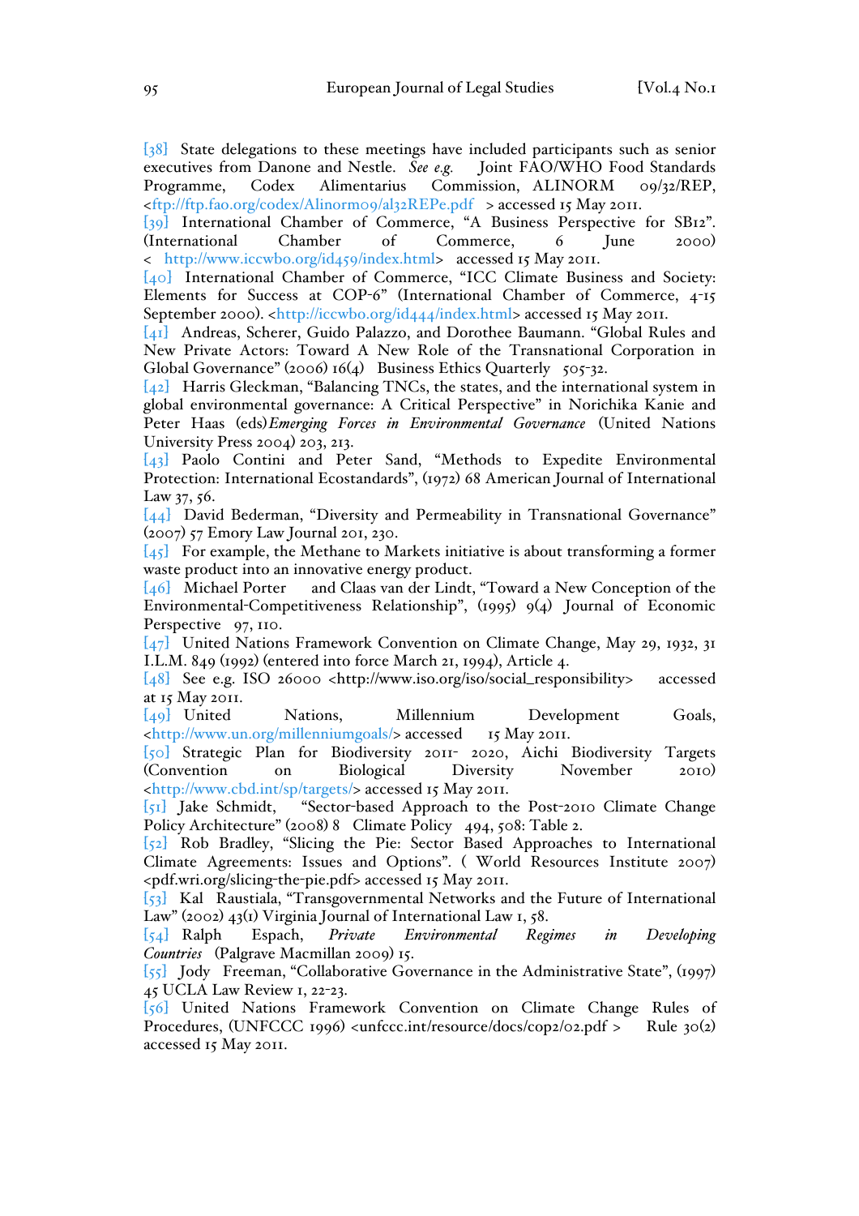[38] State delegations to these meetings have included participants such as senior executives from Danone and Nestle. *See e.g.* Joint FAO/WHO Food Standards Programme, Codex Alimentarius Commission, ALINORM 09/32/REP, <ftp://ftp.fao.org/codex/Alinorm09/al32REPe.pdf > accessed 15 May 2011.

[39] International Chamber of Commerce, "A Business Perspective for SB12". (International Chamber of Commerce, 6 June 2000) < http://www.iccwbo.org/id459/index.html> accessed 15 May 2011.

[40] International Chamber of Commerce, "ICC Climate Business and Society: Elements for Success at COP-6" (International Chamber of Commerce, 4-15 September 2000). <http://iccwbo.org/id444/index.html> accessed 15 May 2011.

[41] Andreas, Scherer, Guido Palazzo, and Dorothee Baumann. "Global Rules and New Private Actors: Toward A New Role of the Transnational Corporation in Global Governance" (2006) 16(4) Business Ethics Quarterly 505-32.

[42] Harris Gleckman, "Balancing TNCs, the states, and the international system in global environmental governance: A Critical Perspective" in Norichika Kanie and Peter Haas (eds)*Emerging Forces in Environmental Governance* (United Nations University Press 2004) 203, 213.

[43] Paolo Contini and Peter Sand, "Methods to Expedite Environmental Protection: International Ecostandards", (1972) 68 American Journal of International Law 37, 56.

[44] David Bederman, "Diversity and Permeability in Transnational Governance" (2007) 57 Emory Law Journal 201, 230.

[45] For example, the Methane to Markets initiative is about transforming a former waste product into an innovative energy product.

[46] Michael Porter and Claas van der Lindt, "Toward a New Conception of the Environmental-Competitiveness Relationship", (1995) 9(4) Journal of Economic Perspective 97, 110.

[47] United Nations Framework Convention on Climate Change, May 29, 1932, 31 I.L.M. 849 (1992) (entered into force March 21, 1994), Article 4.

[48] See e.g. ISO 26000 <http://www.iso.org/iso/social_responsibility> accessed at 15 May 2011.

[49] United Nations, Millennium Development Goals, <http://www.un.org/millenniumgoals/> accessed 15 May 2011.

[50] Strategic Plan for Biodiversity 2011- 2020, Aichi Biodiversity Targets (Convention on Biological Diversity November 2010) <http://www.cbd.int/sp/targets/> accessed 15 May 2011.

[51] Jake Schmidt, "Sector-based Approach to the Post-2010 Climate Change Policy Architecture" (2008) 8 Climate Policy 494, 508: Table 2.

[52] Rob Bradley, "Slicing the Pie: Sector Based Approaches to International Climate Agreements: Issues and Options". ( World Resources Institute 2007) <pdf.wri.org/slicing-the-pie.pdf> accessed 15 May 2011.

[53] Kal Raustiala, "Transgovernmental Networks and the Future of International Law" (2002) 43(1) Virginia Journal of International Law 1, 58.

[54] Ralph Espach, *Private Environmental Regimes in Developing Countries* (Palgrave Macmillan 2009) 15.

[55] Jody Freeman, "Collaborative Governance in the Administrative State", (1997) 45 UCLA Law Review 1, 22-23.

[56] United Nations Framework Convention on Climate Change Rules of Procedures, (UNFCCC 1996) <unfccc.int/resource/docs/cop2/02.pdf > Rule 30(2) accessed 15 May 2011.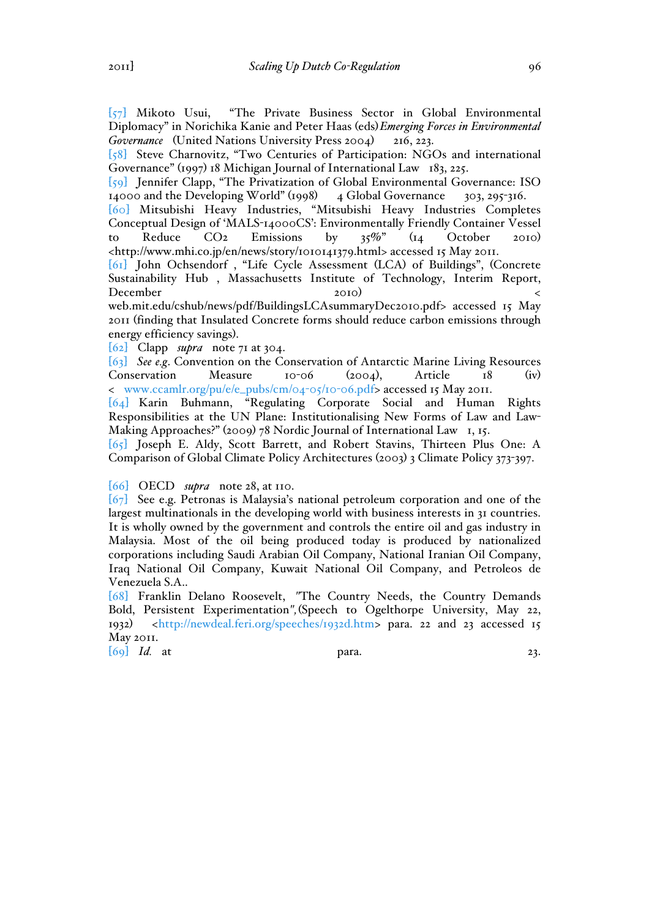[57] Mikoto Usui, "The Private Business Sector in Global Environmental Diplomacy" in Norichika Kanie and Peter Haas (eds) *Emerging Forces in Environmental Governance* (United Nations University Press 2004) 216, 223.

[58] Steve Charnovitz, "Two Centuries of Participation: NGOs and international Governance" (1997) 18 Michigan Journal of International Law 183, 225.

[59] Jennifer Clapp, "The Privatization of Global Environmental Governance: ISO 14000 and the Developing World" (1998) 4 Global Governance 303, 295-316.

[60] Mitsubishi Heavy Industries, "Mitsubishi Heavy Industries Completes Conceptual Design of 'MALS-14000CS': Environmentally Friendly Container Vessel to Reduce $CO_2$ Emissions by 35%" (14 October 2010) <http://www.mhi.co.jp/en/news/story/1010141379.html> accessed 15 May 2011.

[61] John Ochsendorf , "Life Cycle Assessment (LCA) of Buildings", (Concrete Sustainability Hub , Massachusetts Institute of Technology, Interim Report, December 2010) < web.mit.edu/cshub/news/pdf/BuildingsLCAsummaryDec2010.pdf> accessed 15 May 2011 (finding that Insulated Concrete forms should reduce carbon emissions through energy efficiency savings).

[62] Clapp *supra* note 71 at 304.

[63] *See e.g.* Convention on the Conservation of Antarctic Marine Living Resources Conservation Measure 10-06 (2004), Article 18 (iv) < www.ccamlr.org/pu/e/e_pubs/cm/04-05/10-06.pdf> accessed 15 May 2011.

[64] Karin Buhmann, "Regulating Corporate Social and Human Rights Responsibilities at the UN Plane: Institutionalising New Forms of Law and Law-Making Approaches?" (2009) 78 Nordic Journal of International Law 1, 15.

[65] Joseph E. Aldy, Scott Barrett, and Robert Stavins, Thirteen Plus One: A Comparison of Global Climate Policy Architectures (2003) 3 Climate Policy 373-397.

[66] OECD *supra* note 28, at 110.

[67] See e.g. Petronas is Malaysia's national petroleum corporation and one of the largest multinationals in the developing world with business interests in 31 countries. It is wholly owned by the government and controls the entire oil and gas industry in Malaysia. Most of the oil being produced today is produced by nationalized corporations including Saudi Arabian Oil Company, National Iranian Oil Company, Iraq National Oil Company, Kuwait National Oil Company, and Petroleos de Venezuela S.A..

[68] Franklin Delano Roosevelt, "The Country Needs, the Country Demands Bold, Persistent Experimentation", (Speech to Ogelthorpe University, May 22, 1932) <http://newdeal.feri.org/speeches/1932d.htm> para. 22 and 23 accessed 15 May 2011.

[69] *Id.* at para. 23.